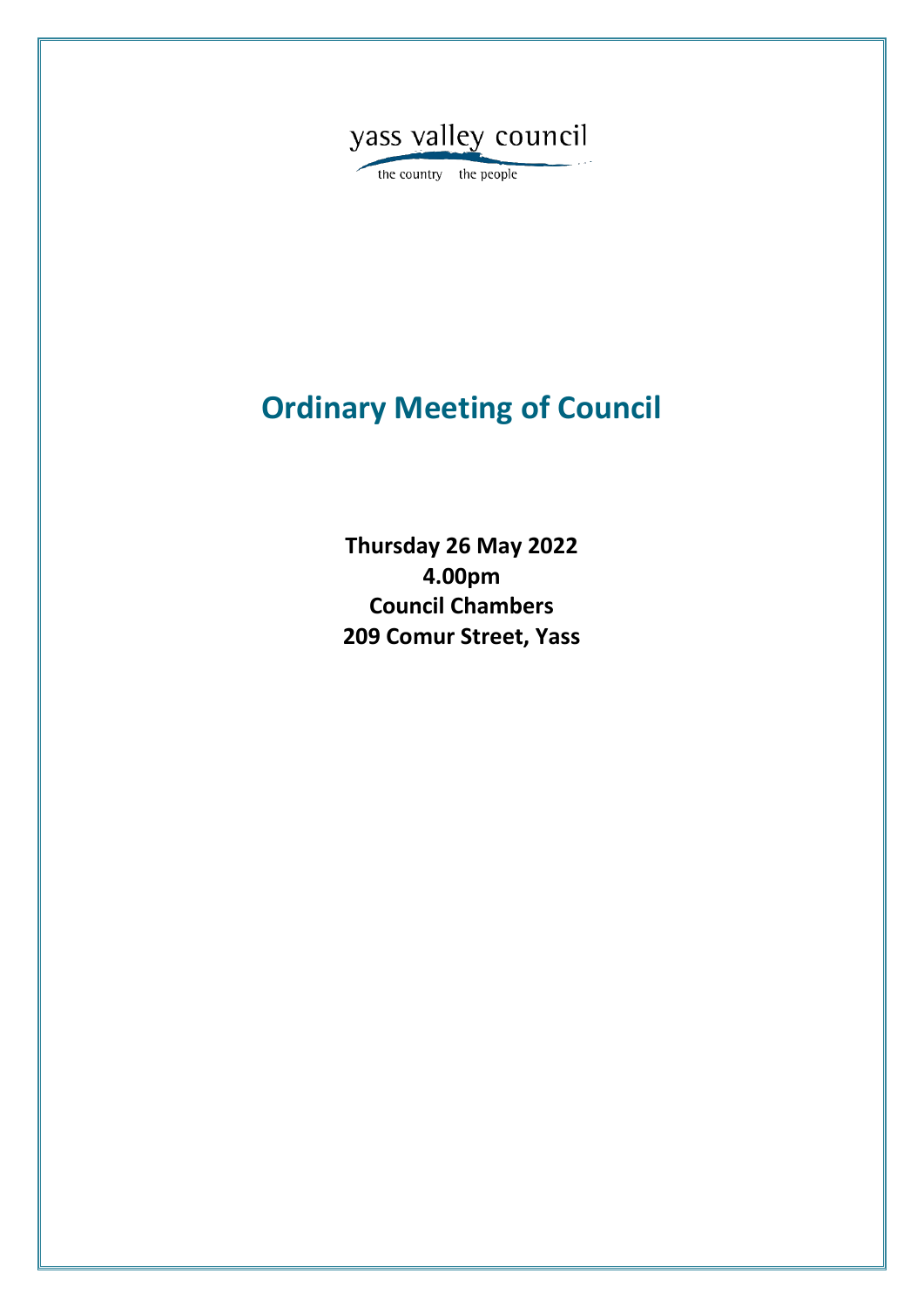yass valley council

the country the people

# Ordinary Meeting of Council

**Thursday 26 May 2022**
**4.00pm**
**Council Chambers**
**209 Comur Street, Yass**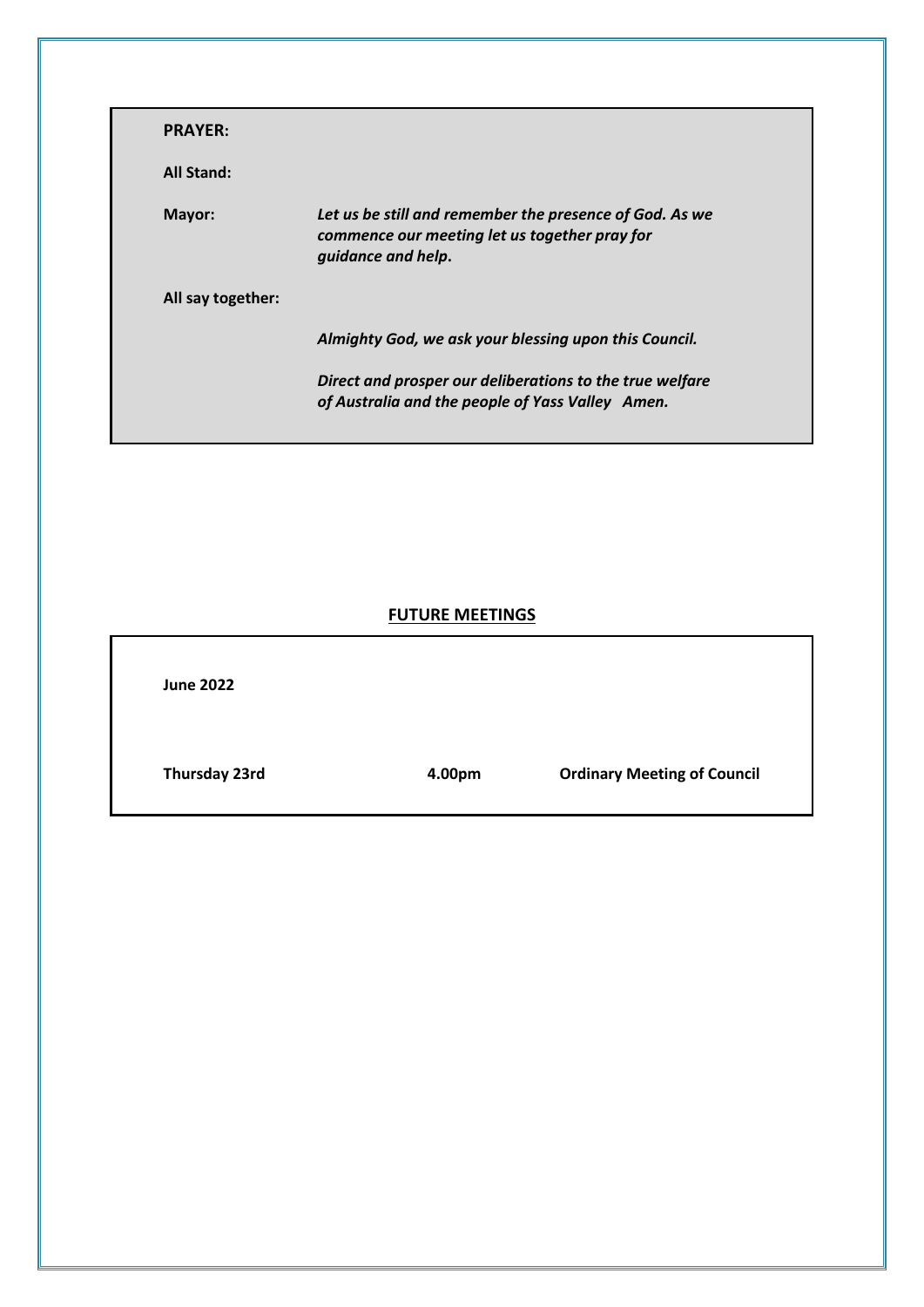**PRAYER:**

**All Stand:**

**Mayor:** ***Let us be still and remember the presence of God. As we commence our meeting let us together pray for guidance and help.***

**All say together:**

***Almighty God, we ask your blessing upon this Council.***

***Direct and prosper our deliberations to the true welfare of Australia and the people of Yass Valley Amen.***

## FUTURE MEETINGS

**June 2022**

| | | |
|---|---|---|
| **Thursday 23rd** | **4.00pm** | **Ordinary Meeting of Council** |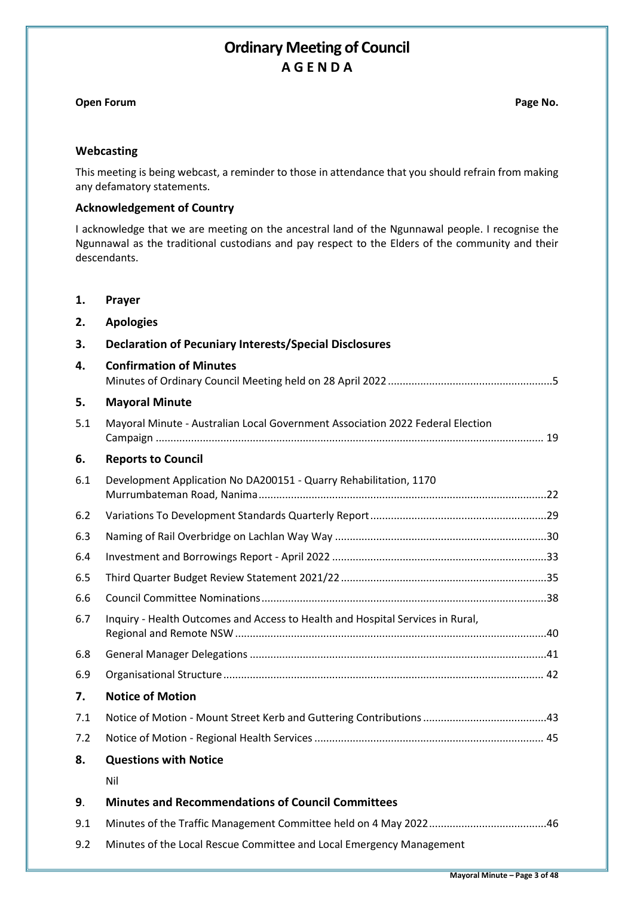# Ordinary Meeting of Council
## A G E N D A

**Open Forum** **Page No.**

### Webcasting

This meeting is being webcast, a reminder to those in attendance that you should refrain from making any defamatory statements.

### Acknowledgement of Country

I acknowledge that we are meeting on the ancestral land of the Ngunnawal people. I recognise the Ngunnawal as the traditional custodians and pay respect to the Elders of the community and their descendants.

**1. Prayer**

**2. Apologies**

**3. Declaration of Pecuniary Interests/Special Disclosures**

**4. Confirmation of Minutes**

Minutes of Ordinary Council Meeting held on 28 April 2022 ........ 5

**5. Mayoral Minute**

5.1 Mayoral Minute - Australian Local Government Association 2022 Federal Election Campaign ........ 19

**6. Reports to Council**

6.1 Development Application No DA200151 - Quarry Rehabilitation, 1170 Murrumbateman Road, Nanima ........ 22

6.2 Variations To Development Standards Quarterly Report ........ 29

6.3 Naming of Rail Overbridge on Lachlan Way Way ........ 30

6.4 Investment and Borrowings Report - April 2022 ........ 33

6.5 Third Quarter Budget Review Statement 2021/22 ........ 35

6.6 Council Committee Nominations ........ 38

6.7 Inquiry - Health Outcomes and Access to Health and Hospital Services in Rural, Regional and Remote NSW ........ 40

6.8 General Manager Delegations ........ 41

6.9 Organisational Structure ........ 42

**7. Notice of Motion**

7.1 Notice of Motion - Mount Street Kerb and Guttering Contributions ........ 43

7.2 Notice of Motion - Regional Health Services ........ 45

**8. Questions with Notice**

Nil

**9. Minutes and Recommendations of Council Committees**

9.1 Minutes of the Traffic Management Committee held on 4 May 2022 ........ 46

9.2 Minutes of the Local Rescue Committee and Local Emergency Management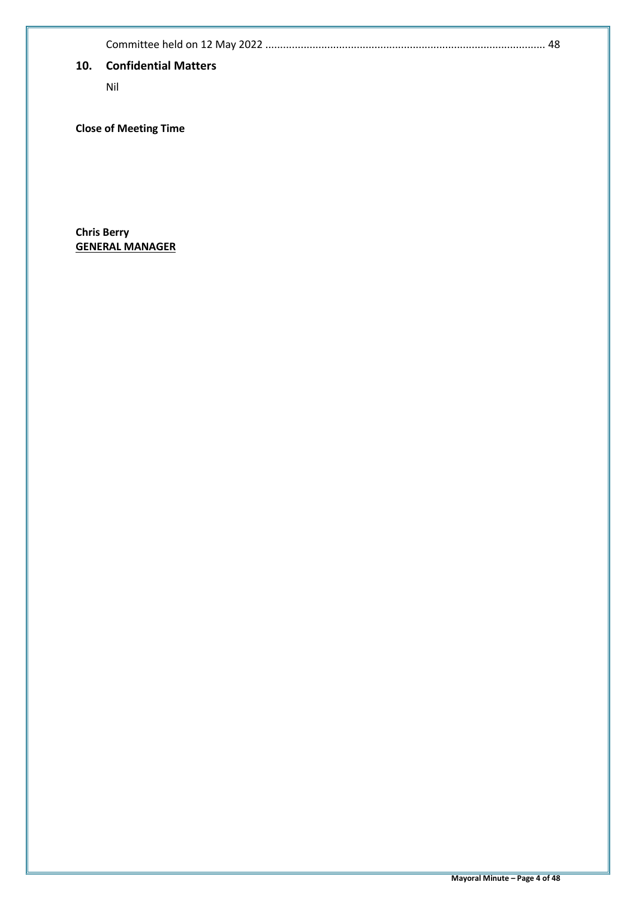Committee held on 12 May 2022 .............................................................................................. 48

## 10. Confidential Matters

Nil

**Close of Meeting Time**

**Chris Berry**
**GENERAL MANAGER**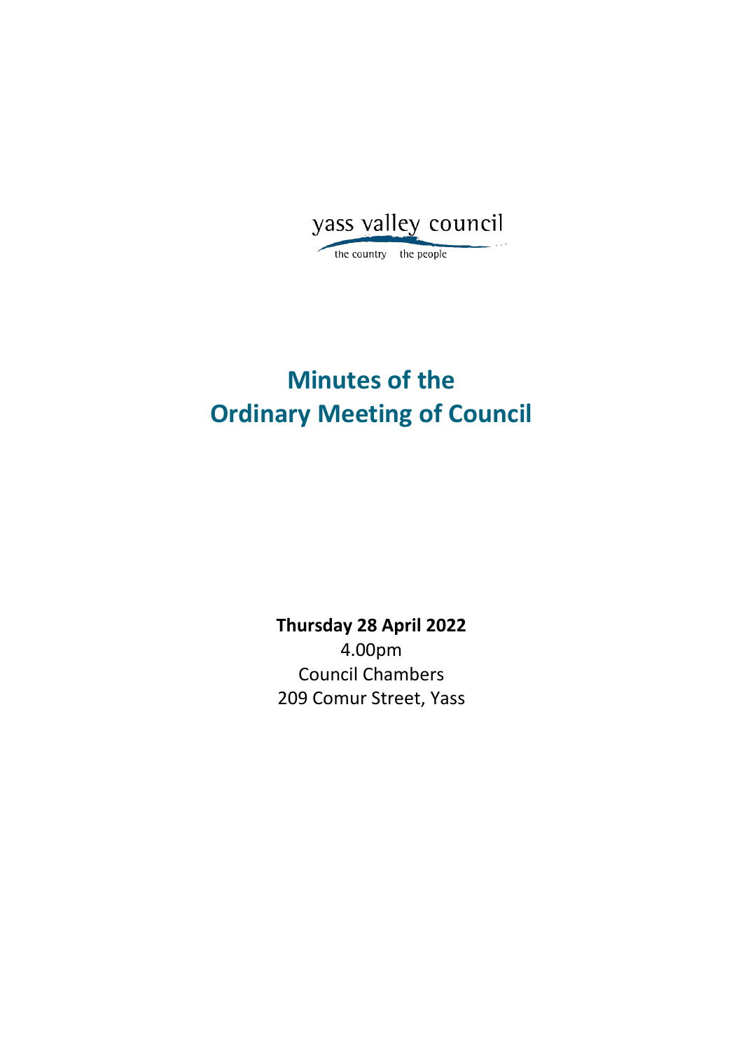yass valley council

the country the people

# Minutes of the Ordinary Meeting of Council

**Thursday 28 April 2022**

4.00pm

Council Chambers

209 Comur Street, Yass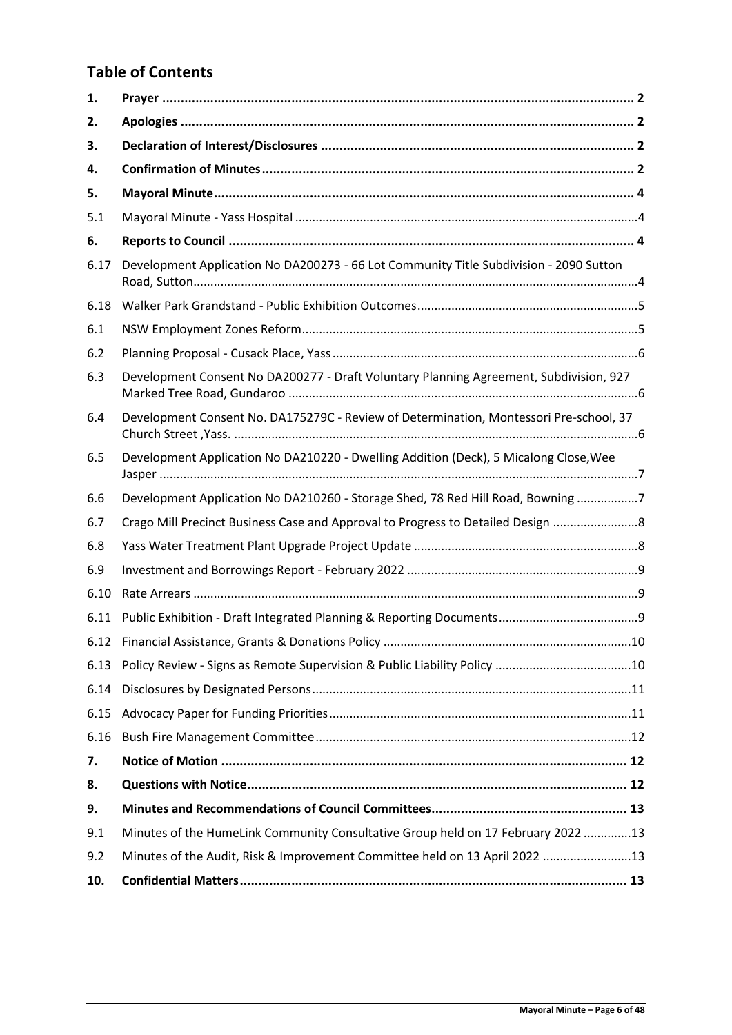## Table of Contents

| | | |
|---|---|---|
| **1.** | **Prayer** | **2** |
| **2.** | **Apologies** | **2** |
| **3.** | **Declaration of Interest/Disclosures** | **2** |
| **4.** | **Confirmation of Minutes** | **2** |
| **5.** | **Mayoral Minute** | **4** |
| 5.1 | Mayoral Minute - Yass Hospital | 4 |
| **6.** | **Reports to Council** | **4** |
| 6.17 | Development Application No DA200273 - 66 Lot Community Title Subdivision - 2090 Sutton Road, Sutton | 4 |
| 6.18 | Walker Park Grandstand - Public Exhibition Outcomes | 5 |
| 6.1 | NSW Employment Zones Reform | 5 |
| 6.2 | Planning Proposal - Cusack Place, Yass | 6 |
| 6.3 | Development Consent No DA200277 - Draft Voluntary Planning Agreement, Subdivision, 927 Marked Tree Road, Gundaroo | 6 |
| 6.4 | Development Consent No. DA175279C - Review of Determination, Montessori Pre-school, 37 Church Street ,Yass. | 6 |
| 6.5 | Development Application No DA210220 - Dwelling Addition (Deck), 5 Micalong Close,Wee Jasper | 7 |
| 6.6 | Development Application No DA210260 - Storage Shed, 78 Red Hill Road, Bowning | 7 |
| 6.7 | Crago Mill Precinct Business Case and Approval to Progress to Detailed Design | 8 |
| 6.8 | Yass Water Treatment Plant Upgrade Project Update | 8 |
| 6.9 | Investment and Borrowings Report - February 2022 | 9 |
| 6.10 | Rate Arrears | 9 |
| 6.11 | Public Exhibition - Draft Integrated Planning & Reporting Documents | 9 |
| 6.12 | Financial Assistance, Grants & Donations Policy | 10 |
| 6.13 | Policy Review - Signs as Remote Supervision & Public Liability Policy | 10 |
| 6.14 | Disclosures by Designated Persons | 11 |
| 6.15 | Advocacy Paper for Funding Priorities | 11 |
| 6.16 | Bush Fire Management Committee | 12 |
| **7.** | **Notice of Motion** | **12** |
| **8.** | **Questions with Notice** | **12** |
| **9.** | **Minutes and Recommendations of Council Committees** | **13** |
| 9.1 | Minutes of the HumeLink Community Consultative Group held on 17 February 2022 | 13 |
| 9.2 | Minutes of the Audit, Risk & Improvement Committee held on 13 April 2022 | 13 |
| **10.** | **Confidential Matters** | **13** |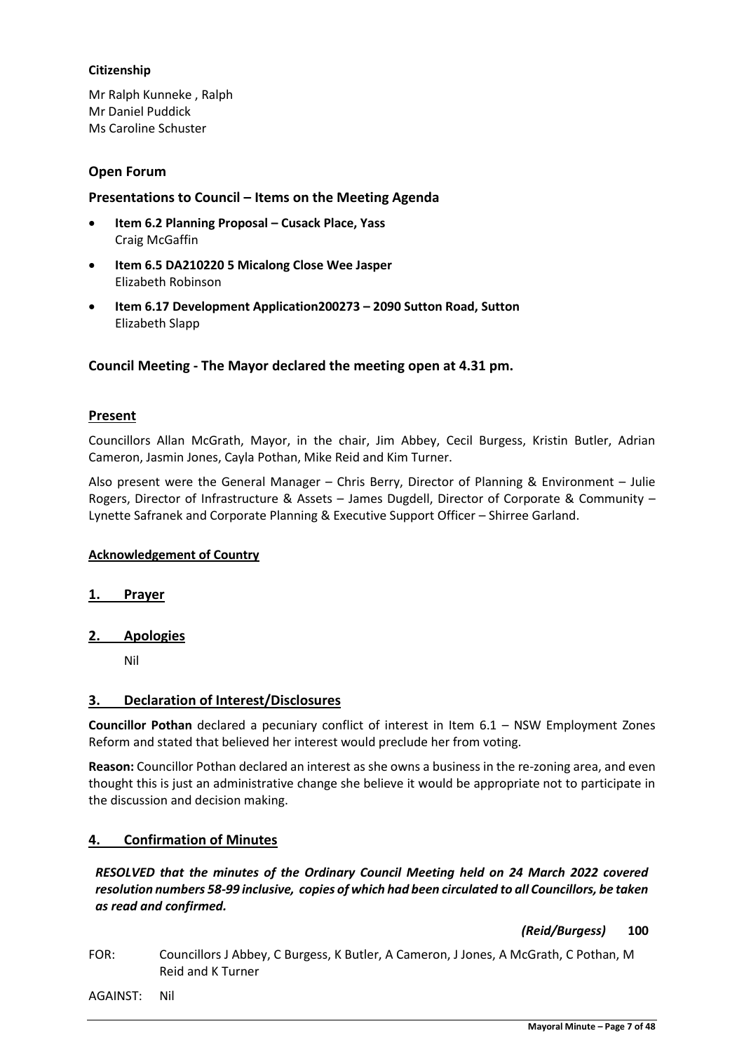**Citizenship**

Mr Ralph Kunneke , Ralph
Mr Daniel Puddick
Ms Caroline Schuster

### Open Forum

### Presentations to Council – Items on the Meeting Agenda

- **Item 6.2 Planning Proposal – Cusack Place, Yass**
  Craig McGaffin
- **Item 6.5 DA210220 5 Micalong Close Wee Jasper**
  Elizabeth Robinson
- **Item 6.17 Development Application200273 – 2090 Sutton Road, Sutton**
  Elizabeth Slapp

### Council Meeting - The Mayor declared the meeting open at 4.31 pm.

**Present**

Councillors Allan McGrath, Mayor, in the chair, Jim Abbey, Cecil Burgess, Kristin Butler, Adrian Cameron, Jasmin Jones, Cayla Pothan, Mike Reid and Kim Turner.

Also present were the General Manager – Chris Berry, Director of Planning & Environment – Julie Rogers, Director of Infrastructure & Assets – James Dugdell, Director of Corporate & Community – Lynette Safranek and Corporate Planning & Executive Support Officer – Shirree Garland.

**Acknowledgement of Country**

## 1. Prayer

## 2. Apologies

Nil

## 3. Declaration of Interest/Disclosures

**Councillor Pothan** declared a pecuniary conflict of interest in Item 6.1 – NSW Employment Zones Reform and stated that believed her interest would preclude her from voting.

**Reason:** Councillor Pothan declared an interest as she owns a business in the re-zoning area, and even thought this is just an administrative change she believe it would be appropriate not to participate in the discussion and decision making.

## 4. Confirmation of Minutes

***RESOLVED that the minutes of the Ordinary Council Meeting held on 24 March 2022 covered resolution numbers 58-99 inclusive, copies of which had been circulated to all Councillors, be taken as read and confirmed.***

***(Reid/Burgess)*** **100**

FOR: Councillors J Abbey, C Burgess, K Butler, A Cameron, J Jones, A McGrath, C Pothan, M Reid and K Turner

AGAINST: Nil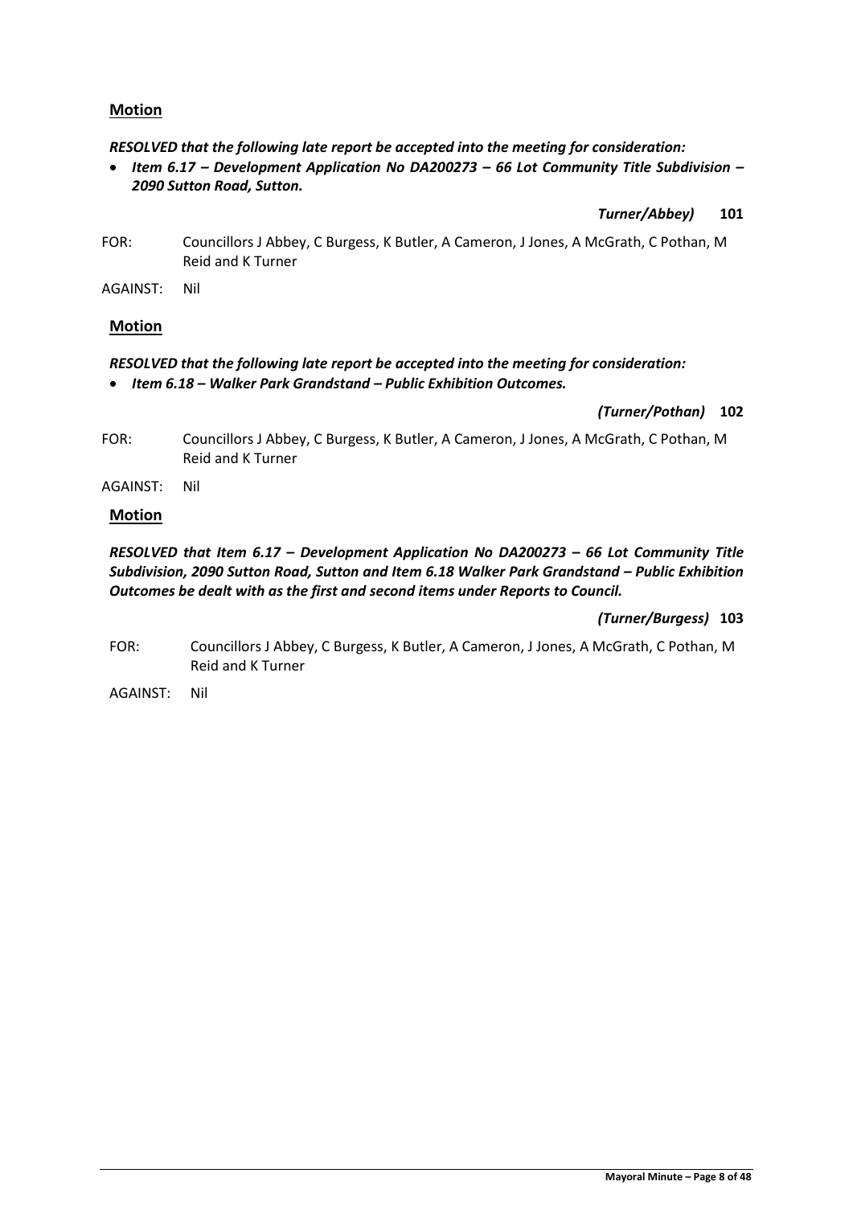**Motion**

***RESOLVED that the following late report be accepted into the meeting for consideration:***

- ***Item 6.17 – Development Application No DA200273 – 66 Lot Community Title Subdivision – 2090 Sutton Road, Sutton.***

***Turner/Abbey)*** **101**

FOR: Councillors J Abbey, C Burgess, K Butler, A Cameron, J Jones, A McGrath, C Pothan, M Reid and K Turner

AGAINST: Nil

**Motion**

***RESOLVED that the following late report be accepted into the meeting for consideration:***

- ***Item 6.18 – Walker Park Grandstand – Public Exhibition Outcomes.***

***(Turner/Pothan)*** **102**

FOR: Councillors J Abbey, C Burgess, K Butler, A Cameron, J Jones, A McGrath, C Pothan, M Reid and K Turner

AGAINST: Nil

**Motion**

***RESOLVED that Item 6.17 – Development Application No DA200273 – 66 Lot Community Title Subdivision, 2090 Sutton Road, Sutton and Item 6.18 Walker Park Grandstand – Public Exhibition Outcomes be dealt with as the first and second items under Reports to Council.***

***(Turner/Burgess)*** **103**

FOR: Councillors J Abbey, C Burgess, K Butler, A Cameron, J Jones, A McGrath, C Pothan, M Reid and K Turner

AGAINST: Nil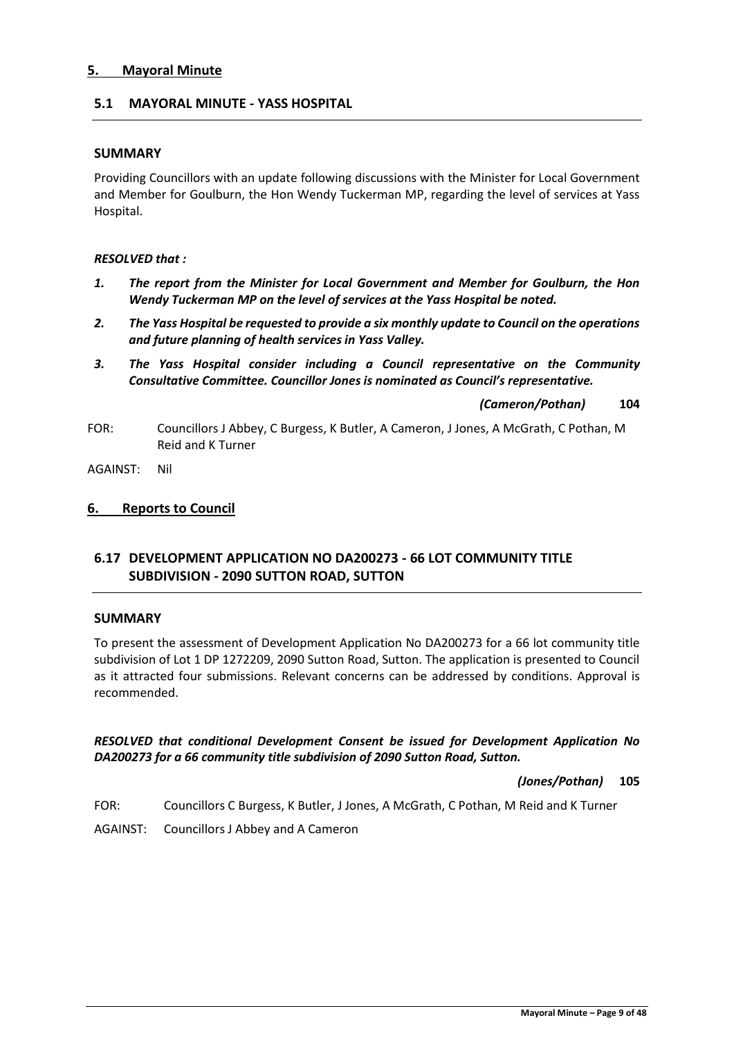## 5. Mayoral Minute

### 5.1 MAYORAL MINUTE - YASS HOSPITAL

**SUMMARY**

Providing Councillors with an update following discussions with the Minister for Local Government and Member for Goulburn, the Hon Wendy Tuckerman MP, regarding the level of services at Yass Hospital.

***RESOLVED that :***

1. ***The report from the Minister for Local Government and Member for Goulburn, the Hon Wendy Tuckerman MP on the level of services at the Yass Hospital be noted.***
2. ***The Yass Hospital be requested to provide a six monthly update to Council on the operations and future planning of health services in Yass Valley.***
3. ***The Yass Hospital consider including a Council representative on the Community Consultative Committee. Councillor Jones is nominated as Council's representative.***

***(Cameron/Pothan)*** **104**

FOR: Councillors J Abbey, C Burgess, K Butler, A Cameron, J Jones, A McGrath, C Pothan, M Reid and K Turner

AGAINST: Nil

## 6. Reports to Council

### 6.17 DEVELOPMENT APPLICATION NO DA200273 - 66 LOT COMMUNITY TITLE SUBDIVISION - 2090 SUTTON ROAD, SUTTON

**SUMMARY**

To present the assessment of Development Application No DA200273 for a 66 lot community title subdivision of Lot 1 DP 1272209, 2090 Sutton Road, Sutton. The application is presented to Council as it attracted four submissions. Relevant concerns can be addressed by conditions. Approval is recommended.

***RESOLVED that conditional Development Consent be issued for Development Application No DA200273 for a 66 community title subdivision of 2090 Sutton Road, Sutton.***

***(Jones/Pothan)*** **105**

FOR: Councillors C Burgess, K Butler, J Jones, A McGrath, C Pothan, M Reid and K Turner

AGAINST: Councillors J Abbey and A Cameron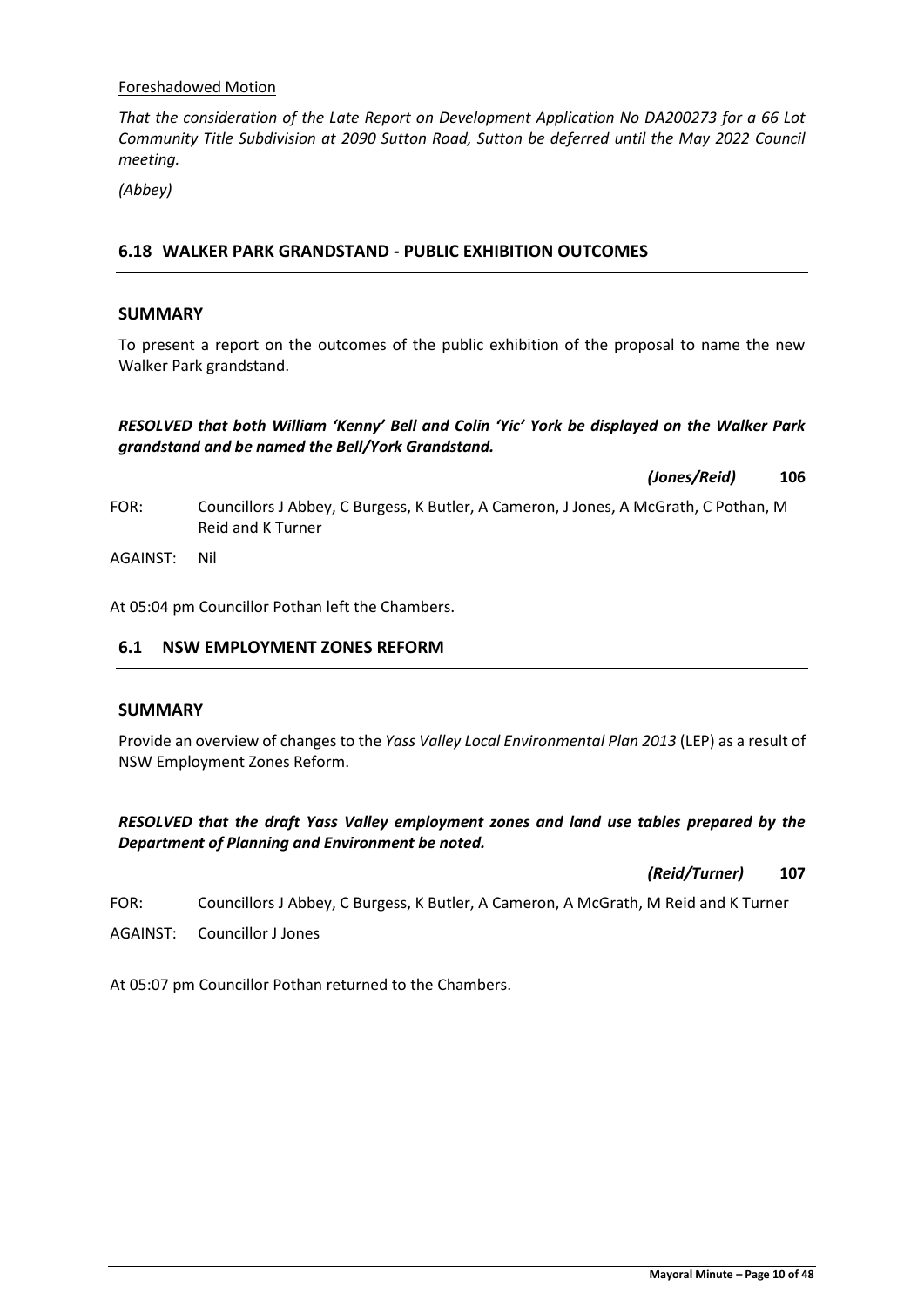Foreshadowed Motion

*That the consideration of the Late Report on Development Application No DA200273 for a 66 Lot Community Title Subdivision at 2090 Sutton Road, Sutton be deferred until the May 2022 Council meeting.*

*(Abbey)*

## 6.18 WALKER PARK GRANDSTAND - PUBLIC EXHIBITION OUTCOMES

### SUMMARY

To present a report on the outcomes of the public exhibition of the proposal to name the new Walker Park grandstand.

***RESOLVED that both William 'Kenny' Bell and Colin 'Yic' York be displayed on the Walker Park grandstand and be named the Bell/York Grandstand.***

***(Jones/Reid)*** **106**

FOR: Councillors J Abbey, C Burgess, K Butler, A Cameron, J Jones, A McGrath, C Pothan, M Reid and K Turner

AGAINST: Nil

At 05:04 pm Councillor Pothan left the Chambers.

## 6.1 NSW EMPLOYMENT ZONES REFORM

### SUMMARY

Provide an overview of changes to the *Yass Valley Local Environmental Plan 2013* (LEP) as a result of NSW Employment Zones Reform.

***RESOLVED that the draft Yass Valley employment zones and land use tables prepared by the Department of Planning and Environment be noted.***

***(Reid/Turner)*** **107**

FOR: Councillors J Abbey, C Burgess, K Butler, A Cameron, A McGrath, M Reid and K Turner

AGAINST: Councillor J Jones

At 05:07 pm Councillor Pothan returned to the Chambers.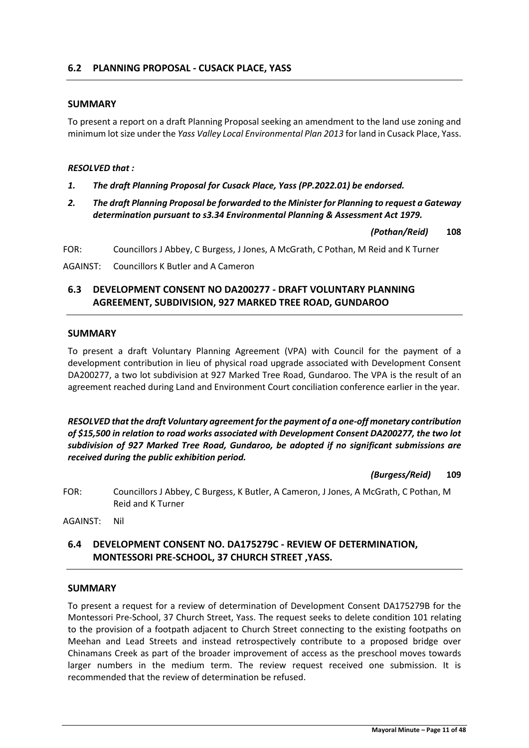## 6.2 PLANNING PROPOSAL - CUSACK PLACE, YASS

### SUMMARY

To present a report on a draft Planning Proposal seeking an amendment to the land use zoning and minimum lot size under the *Yass Valley Local Environmental Plan 2013* for land in Cusack Place, Yass.

***RESOLVED that :***

1. ***The draft Planning Proposal for Cusack Place, Yass (PP.2022.01) be endorsed.***
2. ***The draft Planning Proposal be forwarded to the Minister for Planning to request a Gateway determination pursuant to s3.34 Environmental Planning & Assessment Act 1979.***

***(Pothan/Reid)*** **108**

FOR: Councillors J Abbey, C Burgess, J Jones, A McGrath, C Pothan, M Reid and K Turner

AGAINST: Councillors K Butler and A Cameron

## 6.3 DEVELOPMENT CONSENT NO DA200277 - DRAFT VOLUNTARY PLANNING AGREEMENT, SUBDIVISION, 927 MARKED TREE ROAD, GUNDAROO

### SUMMARY

To present a draft Voluntary Planning Agreement (VPA) with Council for the payment of a development contribution in lieu of physical road upgrade associated with Development Consent DA200277, a two lot subdivision at 927 Marked Tree Road, Gundaroo. The VPA is the result of an agreement reached during Land and Environment Court conciliation conference earlier in the year.

***RESOLVED that the draft Voluntary agreement for the payment of a one-off monetary contribution of $15,500 in relation to road works associated with Development Consent DA200277, the two lot subdivision of 927 Marked Tree Road, Gundaroo, be adopted if no significant submissions are received during the public exhibition period.***

***(Burgess/Reid)*** **109**

FOR: Councillors J Abbey, C Burgess, K Butler, A Cameron, J Jones, A McGrath, C Pothan, M Reid and K Turner

AGAINST: Nil

## 6.4 DEVELOPMENT CONSENT NO. DA175279C - REVIEW OF DETERMINATION, MONTESSORI PRE-SCHOOL, 37 CHURCH STREET ,YASS.

### SUMMARY

To present a request for a review of determination of Development Consent DA175279B for the Montessori Pre-School, 37 Church Street, Yass. The request seeks to delete condition 101 relating to the provision of a footpath adjacent to Church Street connecting to the existing footpaths on Meehan and Lead Streets and instead retrospectively contribute to a proposed bridge over Chinamans Creek as part of the broader improvement of access as the preschool moves towards larger numbers in the medium term. The review request received one submission. It is recommended that the review of determination be refused.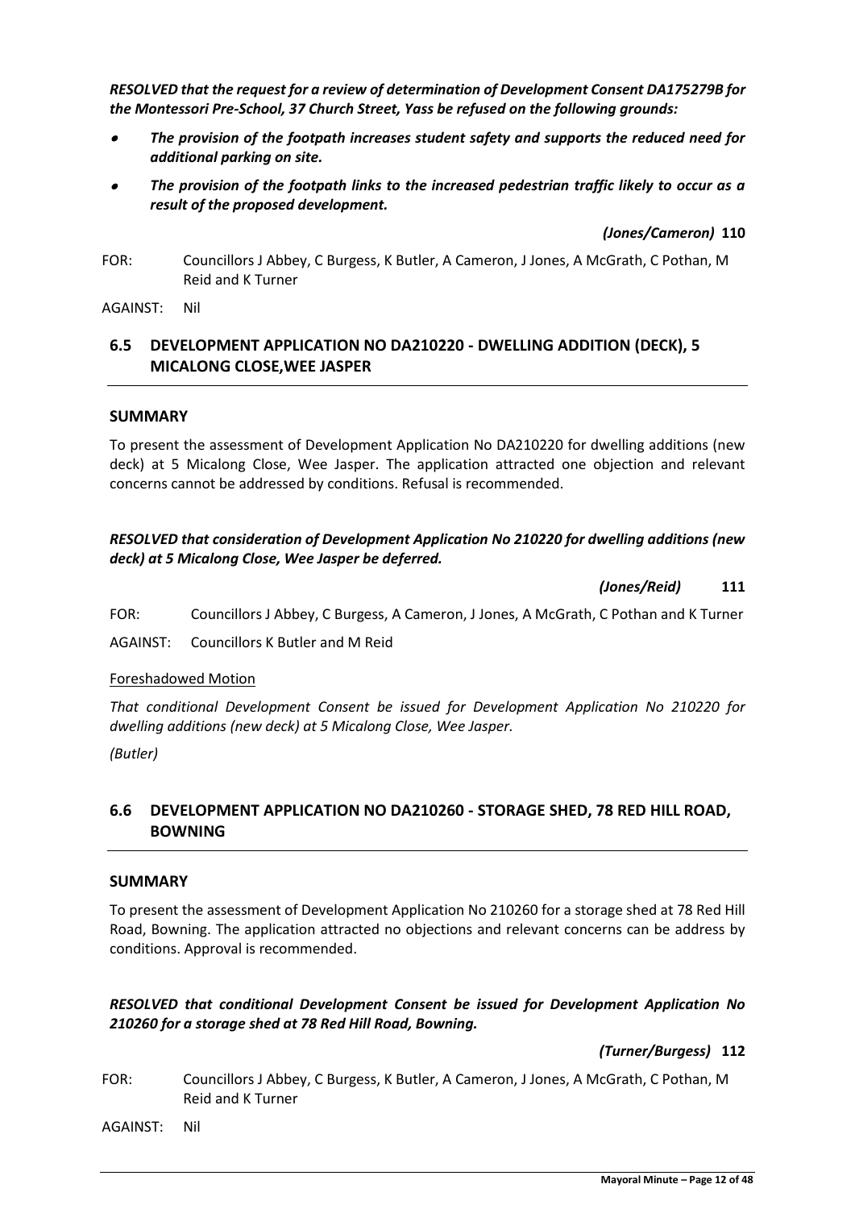***RESOLVED that the request for a review of determination of Development Consent DA175279B for the Montessori Pre-School, 37 Church Street, Yass be refused on the following grounds:***

- ***The provision of the footpath increases student safety and supports the reduced need for additional parking on site.***
- ***The provision of the footpath links to the increased pedestrian traffic likely to occur as a result of the proposed development.***

***(Jones/Cameron)* 110**

FOR: Councillors J Abbey, C Burgess, K Butler, A Cameron, J Jones, A McGrath, C Pothan, M Reid and K Turner

AGAINST: Nil

## 6.5 DEVELOPMENT APPLICATION NO DA210220 - DWELLING ADDITION (DECK), 5 MICALONG CLOSE,WEE JASPER

### SUMMARY

To present the assessment of Development Application No DA210220 for dwelling additions (new deck) at 5 Micalong Close, Wee Jasper. The application attracted one objection and relevant concerns cannot be addressed by conditions. Refusal is recommended.

***RESOLVED that consideration of Development Application No 210220 for dwelling additions (new deck) at 5 Micalong Close, Wee Jasper be deferred.***

***(Jones/Reid)* 111**

FOR: Councillors J Abbey, C Burgess, A Cameron, J Jones, A McGrath, C Pothan and K Turner

AGAINST: Councillors K Butler and M Reid

Foreshadowed Motion

*That conditional Development Consent be issued for Development Application No 210220 for dwelling additions (new deck) at 5 Micalong Close, Wee Jasper.*

*(Butler)*

## 6.6 DEVELOPMENT APPLICATION NO DA210260 - STORAGE SHED, 78 RED HILL ROAD, BOWNING

### SUMMARY

To present the assessment of Development Application No 210260 for a storage shed at 78 Red Hill Road, Bowning. The application attracted no objections and relevant concerns can be address by conditions. Approval is recommended.

***RESOLVED that conditional Development Consent be issued for Development Application No 210260 for a storage shed at 78 Red Hill Road, Bowning.***

***(Turner/Burgess)* 112**

FOR: Councillors J Abbey, C Burgess, K Butler, A Cameron, J Jones, A McGrath, C Pothan, M Reid and K Turner

AGAINST: Nil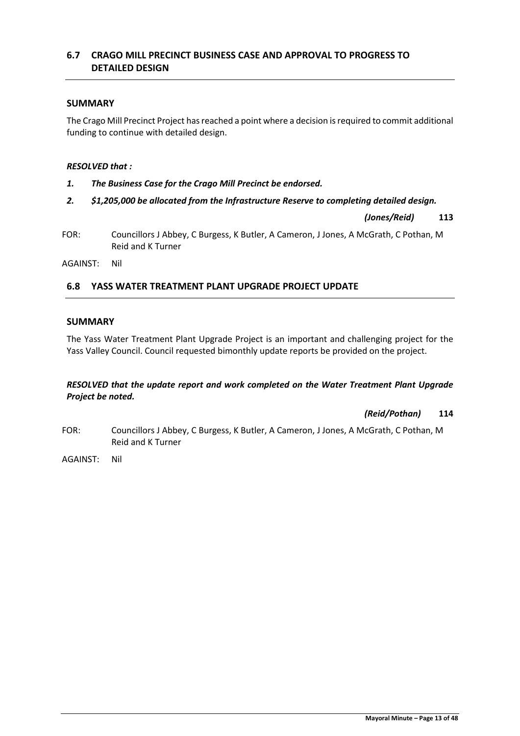## 6.7 CRAGO MILL PRECINCT BUSINESS CASE AND APPROVAL TO PROGRESS TO DETAILED DESIGN

### SUMMARY

The Crago Mill Precinct Project has reached a point where a decision is required to commit additional funding to continue with detailed design.

***RESOLVED that :***

1. ***The Business Case for the Crago Mill Precinct be endorsed.***
2. ***$1,205,000 be allocated from the Infrastructure Reserve to completing detailed design.***

***(Jones/Reid)*** **113**

FOR: Councillors J Abbey, C Burgess, K Butler, A Cameron, J Jones, A McGrath, C Pothan, M Reid and K Turner

AGAINST: Nil

## 6.8 YASS WATER TREATMENT PLANT UPGRADE PROJECT UPDATE

### SUMMARY

The Yass Water Treatment Plant Upgrade Project is an important and challenging project for the Yass Valley Council. Council requested bimonthly update reports be provided on the project.

***RESOLVED that the update report and work completed on the Water Treatment Plant Upgrade Project be noted.***

***(Reid/Pothan)*** **114**

FOR: Councillors J Abbey, C Burgess, K Butler, A Cameron, J Jones, A McGrath, C Pothan, M Reid and K Turner

AGAINST: Nil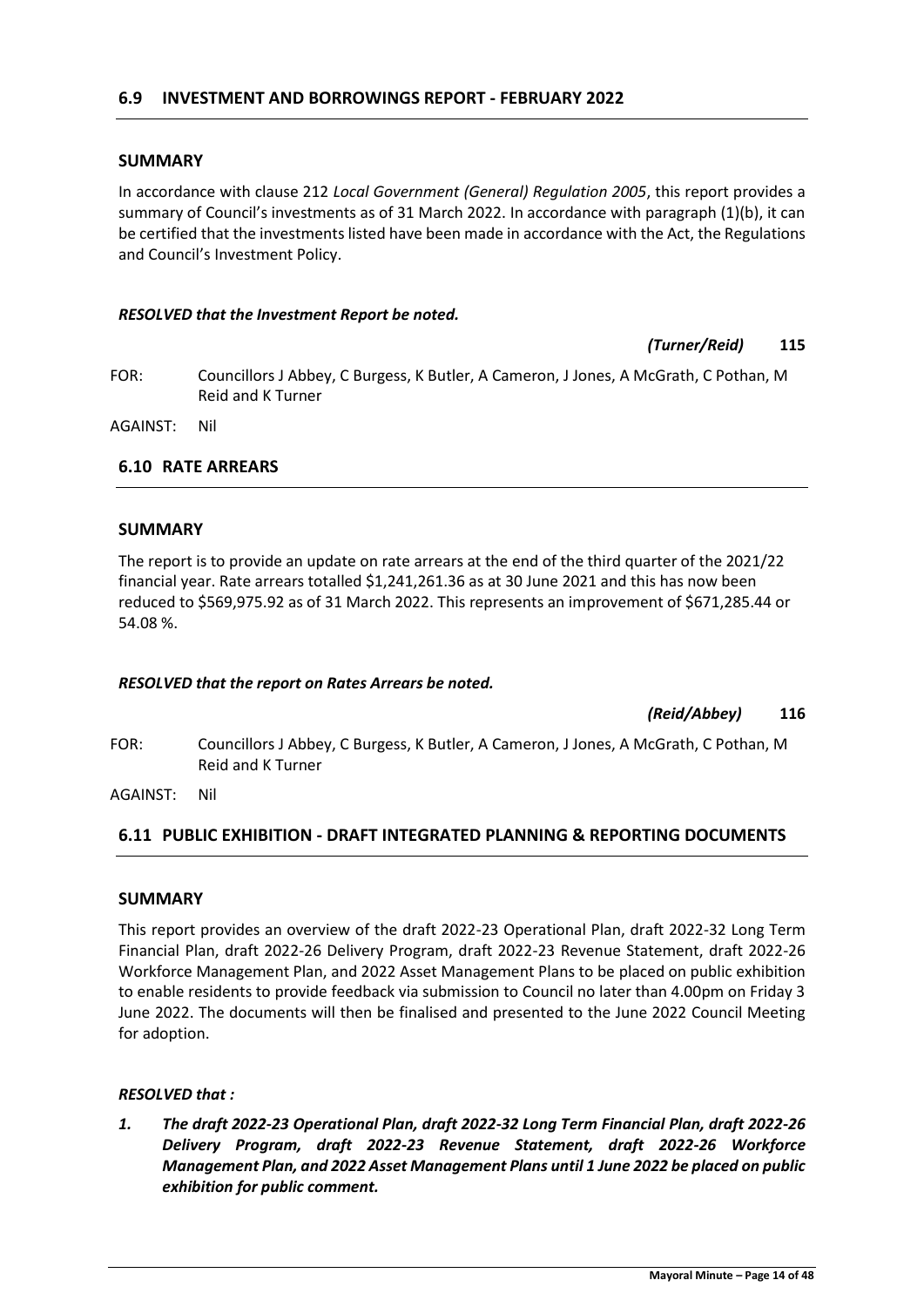## 6.9 INVESTMENT AND BORROWINGS REPORT - FEBRUARY 2022

### SUMMARY

In accordance with clause 212 *Local Government (General) Regulation 2005*, this report provides a summary of Council's investments as of 31 March 2022. In accordance with paragraph (1)(b), it can be certified that the investments listed have been made in accordance with the Act, the Regulations and Council's Investment Policy.

***RESOLVED that the Investment Report be noted.***

***(Turner/Reid)*** **115**

FOR: Councillors J Abbey, C Burgess, K Butler, A Cameron, J Jones, A McGrath, C Pothan, M Reid and K Turner

AGAINST: Nil

## 6.10 RATE ARREARS

### SUMMARY

The report is to provide an update on rate arrears at the end of the third quarter of the 2021/22 financial year. Rate arrears totalled $1,241,261.36 as at 30 June 2021 and this has now been reduced to $569,975.92 as of 31 March 2022. This represents an improvement of $671,285.44 or 54.08 %.

***RESOLVED that the report on Rates Arrears be noted.***

***(Reid/Abbey)*** **116**

FOR: Councillors J Abbey, C Burgess, K Butler, A Cameron, J Jones, A McGrath, C Pothan, M Reid and K Turner

AGAINST: Nil

## 6.11 PUBLIC EXHIBITION - DRAFT INTEGRATED PLANNING & REPORTING DOCUMENTS

### SUMMARY

This report provides an overview of the draft 2022-23 Operational Plan, draft 2022-32 Long Term Financial Plan, draft 2022-26 Delivery Program, draft 2022-23 Revenue Statement, draft 2022-26 Workforce Management Plan, and 2022 Asset Management Plans to be placed on public exhibition to enable residents to provide feedback via submission to Council no later than 4.00pm on Friday 3 June 2022. The documents will then be finalised and presented to the June 2022 Council Meeting for adoption.

***RESOLVED that :***

1. ***The draft 2022-23 Operational Plan, draft 2022-32 Long Term Financial Plan, draft 2022-26 Delivery Program, draft 2022-23 Revenue Statement, draft 2022-26 Workforce Management Plan, and 2022 Asset Management Plans until 1 June 2022 be placed on public exhibition for public comment.***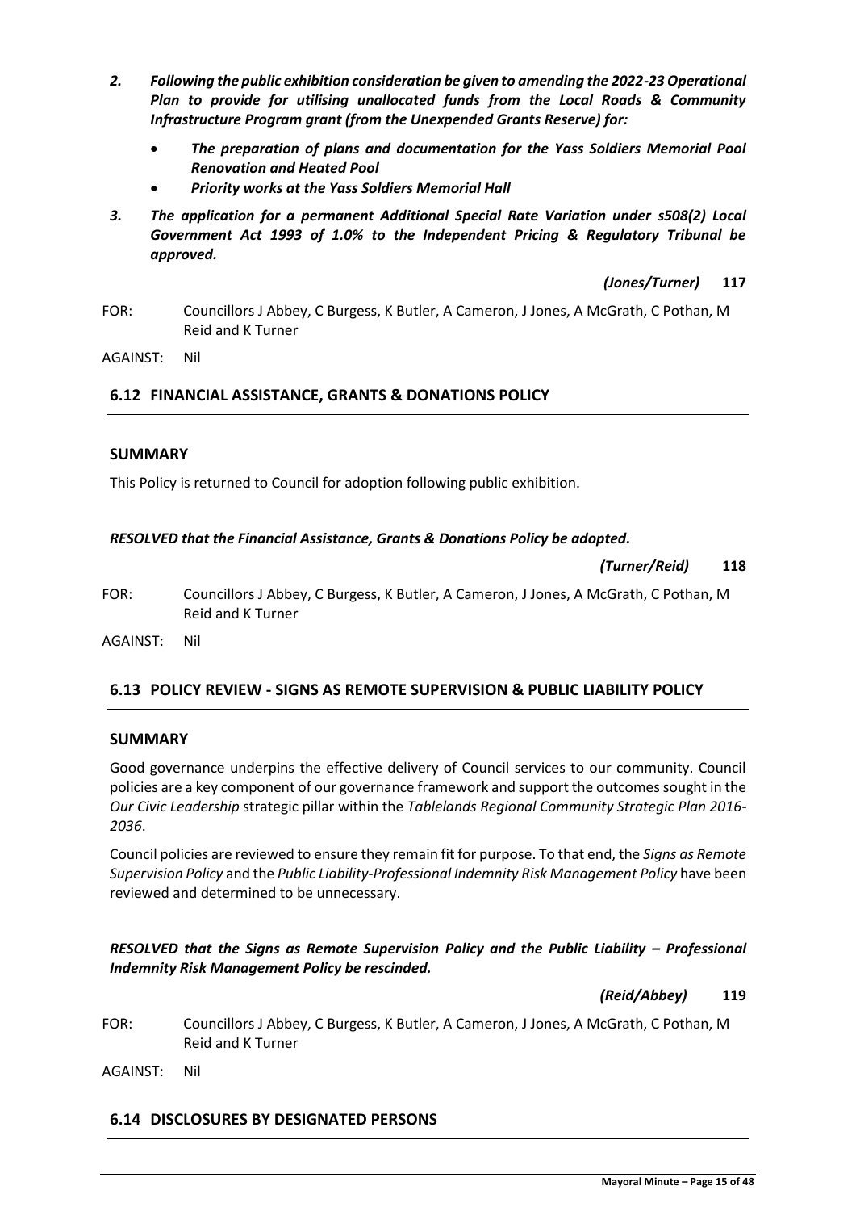2. ***Following the public exhibition consideration be given to amending the 2022-23 Operational Plan to provide for utilising unallocated funds from the Local Roads & Community Infrastructure Program grant (from the Unexpended Grants Reserve) for:***
    - ***The preparation of plans and documentation for the Yass Soldiers Memorial Pool Renovation and Heated Pool***
    - ***Priority works at the Yass Soldiers Memorial Hall***
3. ***The application for a permanent Additional Special Rate Variation under s508(2) Local Government Act 1993 of 1.0% to the Independent Pricing & Regulatory Tribunal be approved.***

***(Jones/Turner)*** **117**

FOR: Councillors J Abbey, C Burgess, K Butler, A Cameron, J Jones, A McGrath, C Pothan, M Reid and K Turner

AGAINST: Nil

## 6.12 FINANCIAL ASSISTANCE, GRANTS & DONATIONS POLICY

### SUMMARY

This Policy is returned to Council for adoption following public exhibition.

***RESOLVED that the Financial Assistance, Grants & Donations Policy be adopted.***

***(Turner/Reid)*** **118**

FOR: Councillors J Abbey, C Burgess, K Butler, A Cameron, J Jones, A McGrath, C Pothan, M Reid and K Turner

AGAINST: Nil

## 6.13 POLICY REVIEW - SIGNS AS REMOTE SUPERVISION & PUBLIC LIABILITY POLICY

### SUMMARY

Good governance underpins the effective delivery of Council services to our community. Council policies are a key component of our governance framework and support the outcomes sought in the *Our Civic Leadership* strategic pillar within the *Tablelands Regional Community Strategic Plan 2016-2036*.

Council policies are reviewed to ensure they remain fit for purpose. To that end, the *Signs as Remote Supervision Policy* and the *Public Liability-Professional Indemnity Risk Management Policy* have been reviewed and determined to be unnecessary.

***RESOLVED that the Signs as Remote Supervision Policy and the Public Liability – Professional Indemnity Risk Management Policy be rescinded.***

***(Reid/Abbey)*** **119**

FOR: Councillors J Abbey, C Burgess, K Butler, A Cameron, J Jones, A McGrath, C Pothan, M Reid and K Turner

AGAINST: Nil

## 6.14 DISCLOSURES BY DESIGNATED PERSONS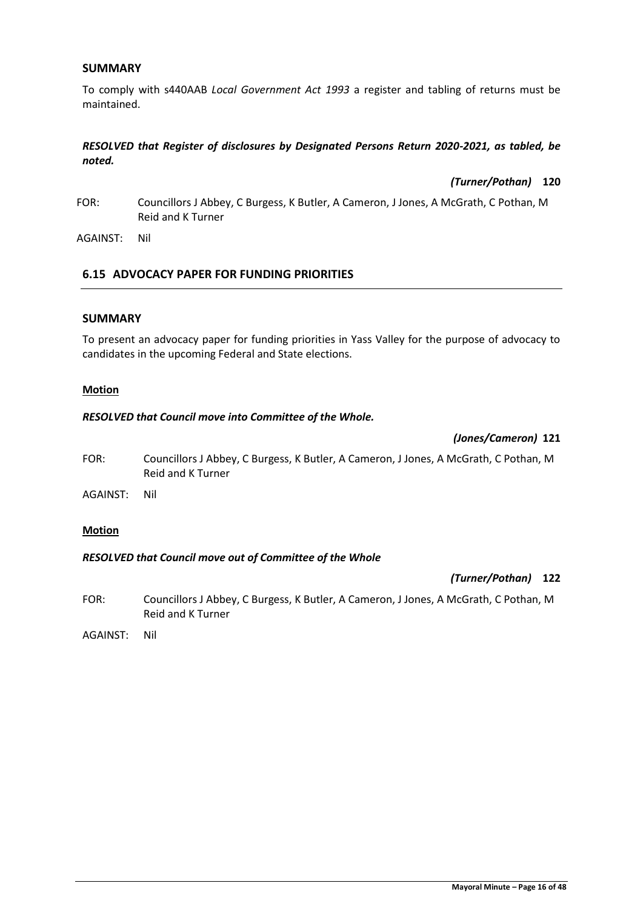### SUMMARY

To comply with s440AAB *Local Government Act 1993* a register and tabling of returns must be maintained.

***RESOLVED that Register of disclosures by Designated Persons Return 2020-2021, as tabled, be noted.***

***(Turner/Pothan)*** **120**

FOR: Councillors J Abbey, C Burgess, K Butler, A Cameron, J Jones, A McGrath, C Pothan, M Reid and K Turner

AGAINST: Nil

## 6.15 ADVOCACY PAPER FOR FUNDING PRIORITIES

### SUMMARY

To present an advocacy paper for funding priorities in Yass Valley for the purpose of advocacy to candidates in the upcoming Federal and State elections.

**Motion**

***RESOLVED that Council move into Committee of the Whole.***

***(Jones/Cameron)*** **121**

FOR: Councillors J Abbey, C Burgess, K Butler, A Cameron, J Jones, A McGrath, C Pothan, M Reid and K Turner

AGAINST: Nil

**Motion**

***RESOLVED that Council move out of Committee of the Whole***

***(Turner/Pothan)*** **122**

FOR: Councillors J Abbey, C Burgess, K Butler, A Cameron, J Jones, A McGrath, C Pothan, M Reid and K Turner

AGAINST: Nil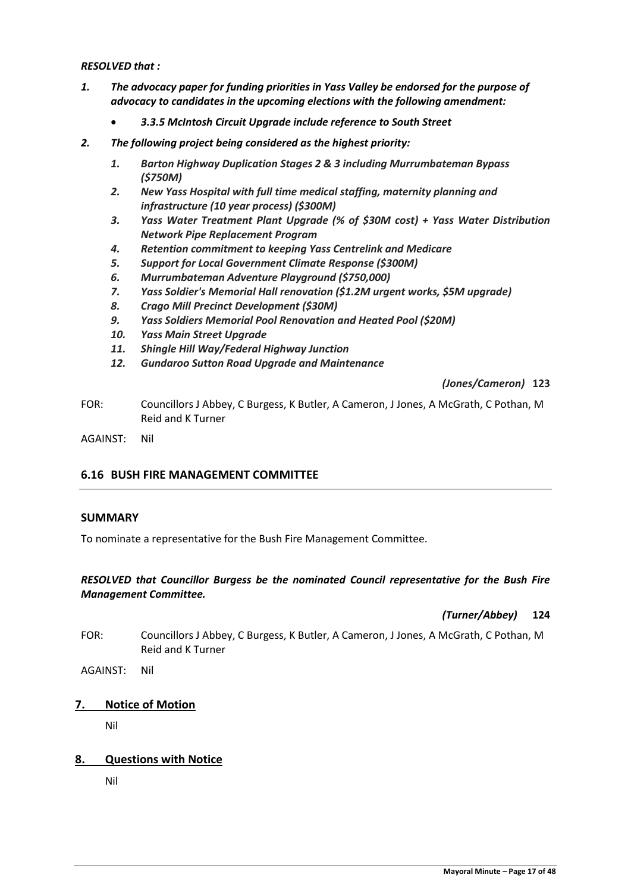***RESOLVED that :***

1. ***The advocacy paper for funding priorities in Yass Valley be endorsed for the purpose of advocacy to candidates in the upcoming elections with the following amendment:***
   - ***3.3.5 McIntosh Circuit Upgrade include reference to South Street***
2. ***The following project being considered as the highest priority:***
   1. ***Barton Highway Duplication Stages 2 & 3 including Murrumbateman Bypass ($750M)***
   2. ***New Yass Hospital with full time medical staffing, maternity planning and infrastructure (10 year process) ($300M)***
   3. ***Yass Water Treatment Plant Upgrade (% of $30M cost) + Yass Water Distribution Network Pipe Replacement Program***
   4. ***Retention commitment to keeping Yass Centrelink and Medicare***
   5. ***Support for Local Government Climate Response ($300M)***
   6. ***Murrumbateman Adventure Playground ($750,000)***
   7. ***Yass Soldier's Memorial Hall renovation ($1.2M urgent works, $5M upgrade)***
   8. ***Crago Mill Precinct Development ($30M)***
   9. ***Yass Soldiers Memorial Pool Renovation and Heated Pool ($20M)***
   10. ***Yass Main Street Upgrade***
   11. ***Shingle Hill Way/Federal Highway Junction***
   12. ***Gundaroo Sutton Road Upgrade and Maintenance***

***(Jones/Cameron)*** **123**

FOR: Councillors J Abbey, C Burgess, K Butler, A Cameron, J Jones, A McGrath, C Pothan, M Reid and K Turner

AGAINST: Nil

## 6.16 BUSH FIRE MANAGEMENT COMMITTEE

### SUMMARY

To nominate a representative for the Bush Fire Management Committee.

***RESOLVED that Councillor Burgess be the nominated Council representative for the Bush Fire Management Committee.***

***(Turner/Abbey)*** **124**

FOR: Councillors J Abbey, C Burgess, K Butler, A Cameron, J Jones, A McGrath, C Pothan, M Reid and K Turner

AGAINST: Nil

## 7. Notice of Motion

Nil

## 8. Questions with Notice

Nil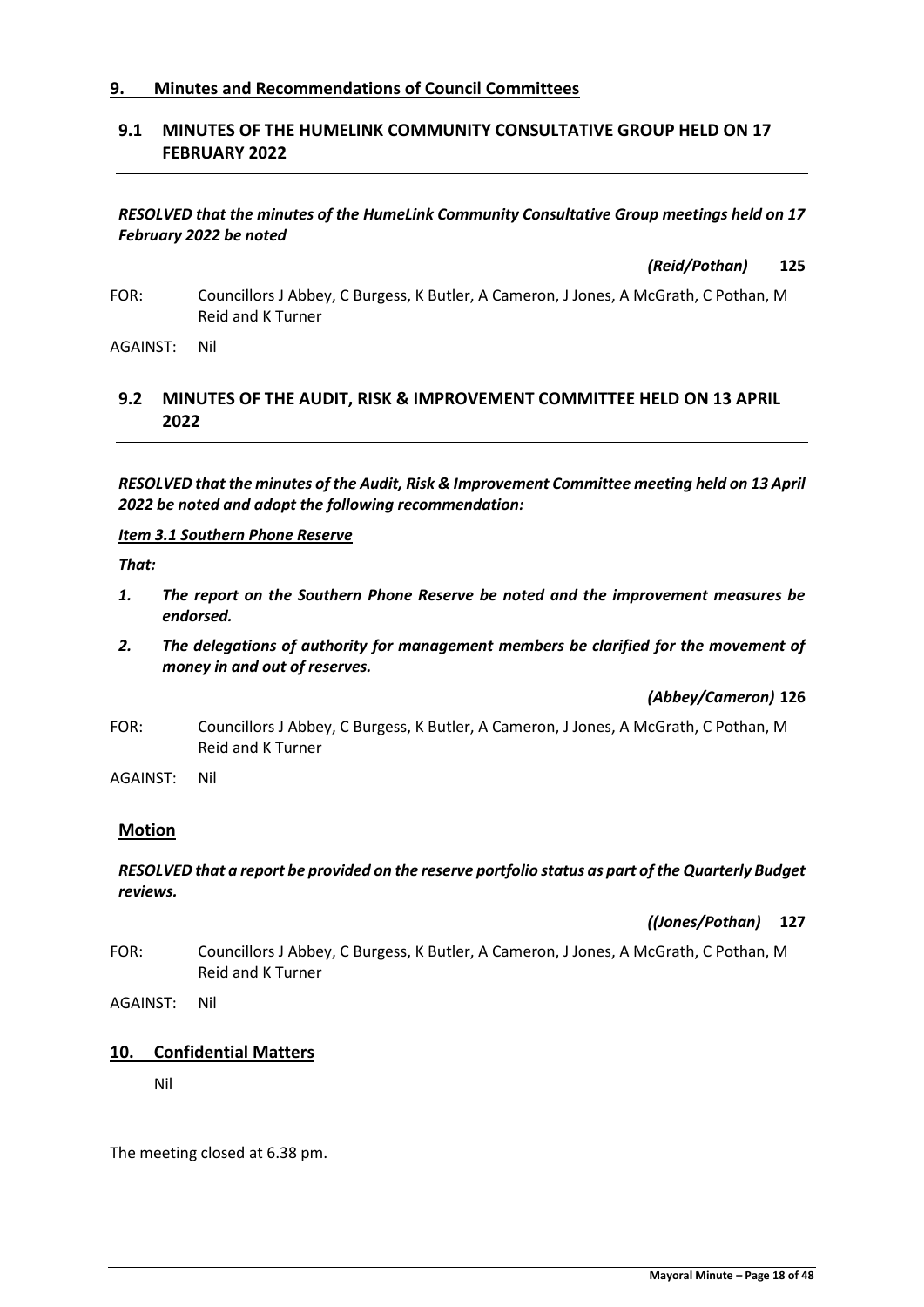## 9. Minutes and Recommendations of Council Committees

### 9.1 MINUTES OF THE HUMELINK COMMUNITY CONSULTATIVE GROUP HELD ON 17 FEBRUARY 2022

***RESOLVED that the minutes of the HumeLink Community Consultative Group meetings held on 17 February 2022 be noted***

***(Reid/Pothan)*** **125**

FOR: Councillors J Abbey, C Burgess, K Butler, A Cameron, J Jones, A McGrath, C Pothan, M Reid and K Turner

AGAINST: Nil

### 9.2 MINUTES OF THE AUDIT, RISK & IMPROVEMENT COMMITTEE HELD ON 13 APRIL 2022

***RESOLVED that the minutes of the Audit, Risk & Improvement Committee meeting held on 13 April 2022 be noted and adopt the following recommendation:***

***Item 3.1 Southern Phone Reserve***

***That:***

1. ***The report on the Southern Phone Reserve be noted and the improvement measures be endorsed.***
2. ***The delegations of authority for management members be clarified for the movement of money in and out of reserves.***

***(Abbey/Cameron)*** **126**

FOR: Councillors J Abbey, C Burgess, K Butler, A Cameron, J Jones, A McGrath, C Pothan, M Reid and K Turner

AGAINST: Nil

**Motion**

***RESOLVED that a report be provided on the reserve portfolio status as part of the Quarterly Budget reviews.***

***((Jones/Pothan)*** **127**

FOR: Councillors J Abbey, C Burgess, K Butler, A Cameron, J Jones, A McGrath, C Pothan, M Reid and K Turner

AGAINST: Nil

## 10. Confidential Matters

Nil

The meeting closed at 6.38 pm.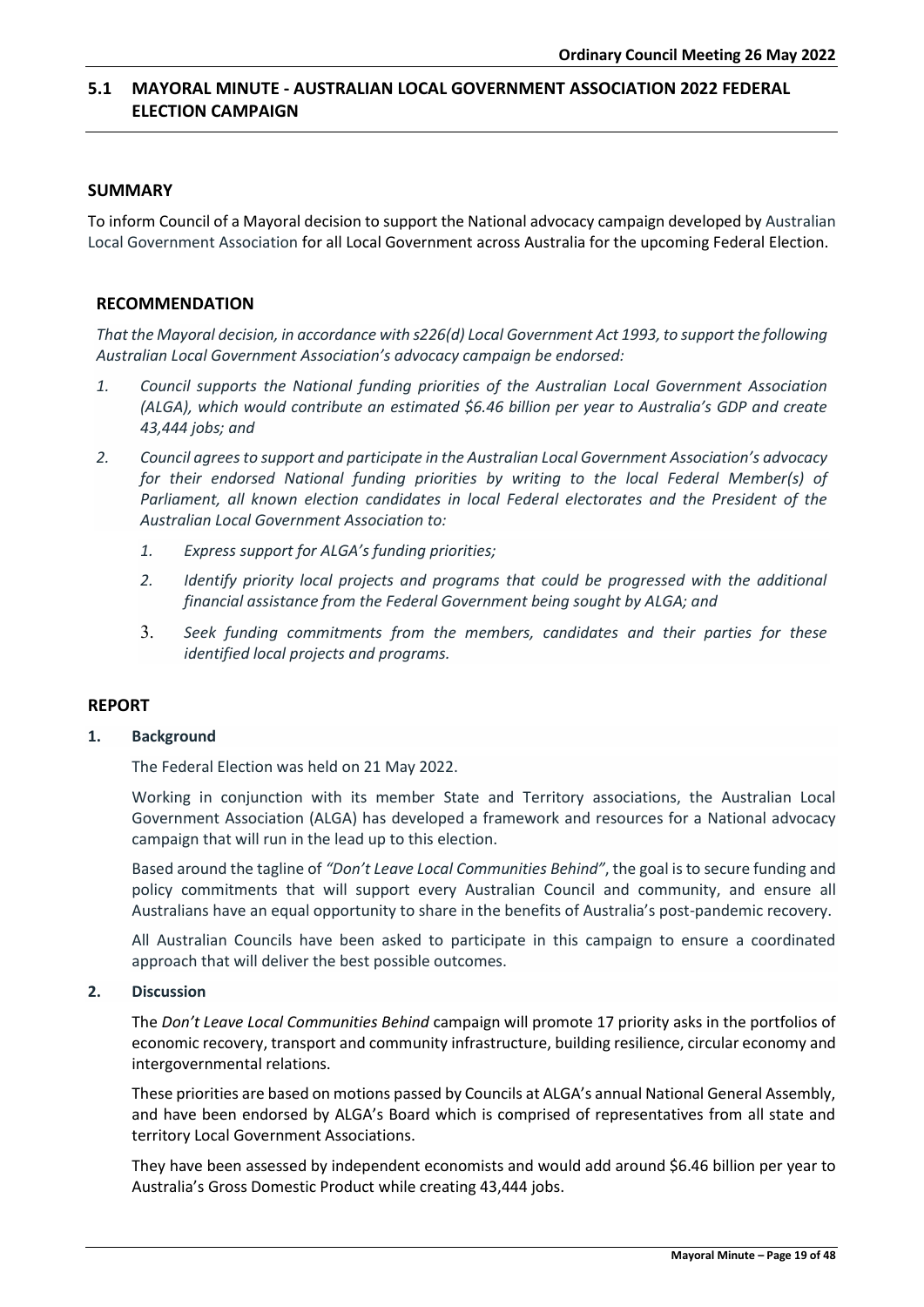## 5.1 MAYORAL MINUTE - AUSTRALIAN LOCAL GOVERNMENT ASSOCIATION 2022 FEDERAL ELECTION CAMPAIGN

### SUMMARY

To inform Council of a Mayoral decision to support the National advocacy campaign developed by Australian Local Government Association for all Local Government across Australia for the upcoming Federal Election.

### RECOMMENDATION

*That the Mayoral decision, in accordance with s226(d) Local Government Act 1993, to support the following Australian Local Government Association's advocacy campaign be endorsed:*

1. *Council supports the National funding priorities of the Australian Local Government Association (ALGA), which would contribute an estimated $6.46 billion per year to Australia's GDP and create 43,444 jobs; and*
2. *Council agrees to support and participate in the Australian Local Government Association's advocacy for their endorsed National funding priorities by writing to the local Federal Member(s) of Parliament, all known election candidates in local Federal electorates and the President of the Australian Local Government Association to:*
    1. *Express support for ALGA's funding priorities;*
    2. *Identify priority local projects and programs that could be progressed with the additional financial assistance from the Federal Government being sought by ALGA; and*
    3. *Seek funding commitments from the members, candidates and their parties for these identified local projects and programs.*

### REPORT

**1. Background**

The Federal Election was held on 21 May 2022.

Working in conjunction with its member State and Territory associations, the Australian Local Government Association (ALGA) has developed a framework and resources for a National advocacy campaign that will run in the lead up to this election.

Based around the tagline of *"Don't Leave Local Communities Behind"*, the goal is to secure funding and policy commitments that will support every Australian Council and community, and ensure all Australians have an equal opportunity to share in the benefits of Australia's post-pandemic recovery.

All Australian Councils have been asked to participate in this campaign to ensure a coordinated approach that will deliver the best possible outcomes.

**2. Discussion**

The *Don't Leave Local Communities Behind* campaign will promote 17 priority asks in the portfolios of economic recovery, transport and community infrastructure, building resilience, circular economy and intergovernmental relations.

These priorities are based on motions passed by Councils at ALGA's annual National General Assembly, and have been endorsed by ALGA's Board which is comprised of representatives from all state and territory Local Government Associations.

They have been assessed by independent economists and would add around $6.46 billion per year to Australia's Gross Domestic Product while creating 43,444 jobs.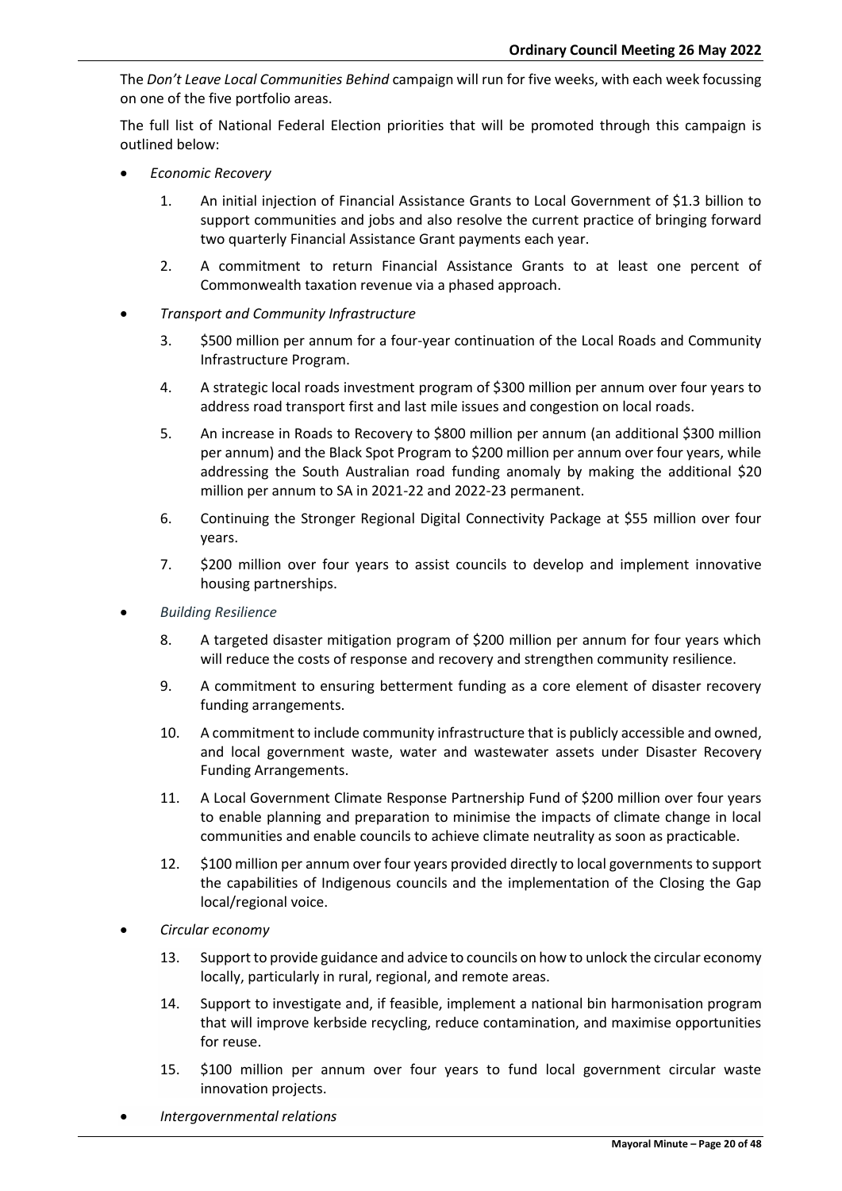The *Don't Leave Local Communities Behind* campaign will run for five weeks, with each week focussing on one of the five portfolio areas.

The full list of National Federal Election priorities that will be promoted through this campaign is outlined below:

- *Economic Recovery*

  1. An initial injection of Financial Assistance Grants to Local Government of $1.3 billion to support communities and jobs and also resolve the current practice of bringing forward two quarterly Financial Assistance Grant payments each year.
  2. A commitment to return Financial Assistance Grants to at least one percent of Commonwealth taxation revenue via a phased approach.

- *Transport and Community Infrastructure*

  3. $500 million per annum for a four-year continuation of the Local Roads and Community Infrastructure Program.
  4. A strategic local roads investment program of $300 million per annum over four years to address road transport first and last mile issues and congestion on local roads.
  5. An increase in Roads to Recovery to $800 million per annum (an additional $300 million per annum) and the Black Spot Program to $200 million per annum over four years, while addressing the South Australian road funding anomaly by making the additional $20 million per annum to SA in 2021-22 and 2022-23 permanent.
  6. Continuing the Stronger Regional Digital Connectivity Package at $55 million over four years.
  7. $200 million over four years to assist councils to develop and implement innovative housing partnerships.

- *Building Resilience*

  8. A targeted disaster mitigation program of $200 million per annum for four years which will reduce the costs of response and recovery and strengthen community resilience.
  9. A commitment to ensuring betterment funding as a core element of disaster recovery funding arrangements.
  10. A commitment to include community infrastructure that is publicly accessible and owned, and local government waste, water and wastewater assets under Disaster Recovery Funding Arrangements.
  11. A Local Government Climate Response Partnership Fund of $200 million over four years to enable planning and preparation to minimise the impacts of climate change in local communities and enable councils to achieve climate neutrality as soon as practicable.
  12. $100 million per annum over four years provided directly to local governments to support the capabilities of Indigenous councils and the implementation of the Closing the Gap local/regional voice.

- *Circular economy*

  13. Support to provide guidance and advice to councils on how to unlock the circular economy locally, particularly in rural, regional, and remote areas.
  14. Support to investigate and, if feasible, implement a national bin harmonisation program that will improve kerbside recycling, reduce contamination, and maximise opportunities for reuse.
  15. $100 million per annum over four years to fund local government circular waste innovation projects.

- *Intergovernmental relations*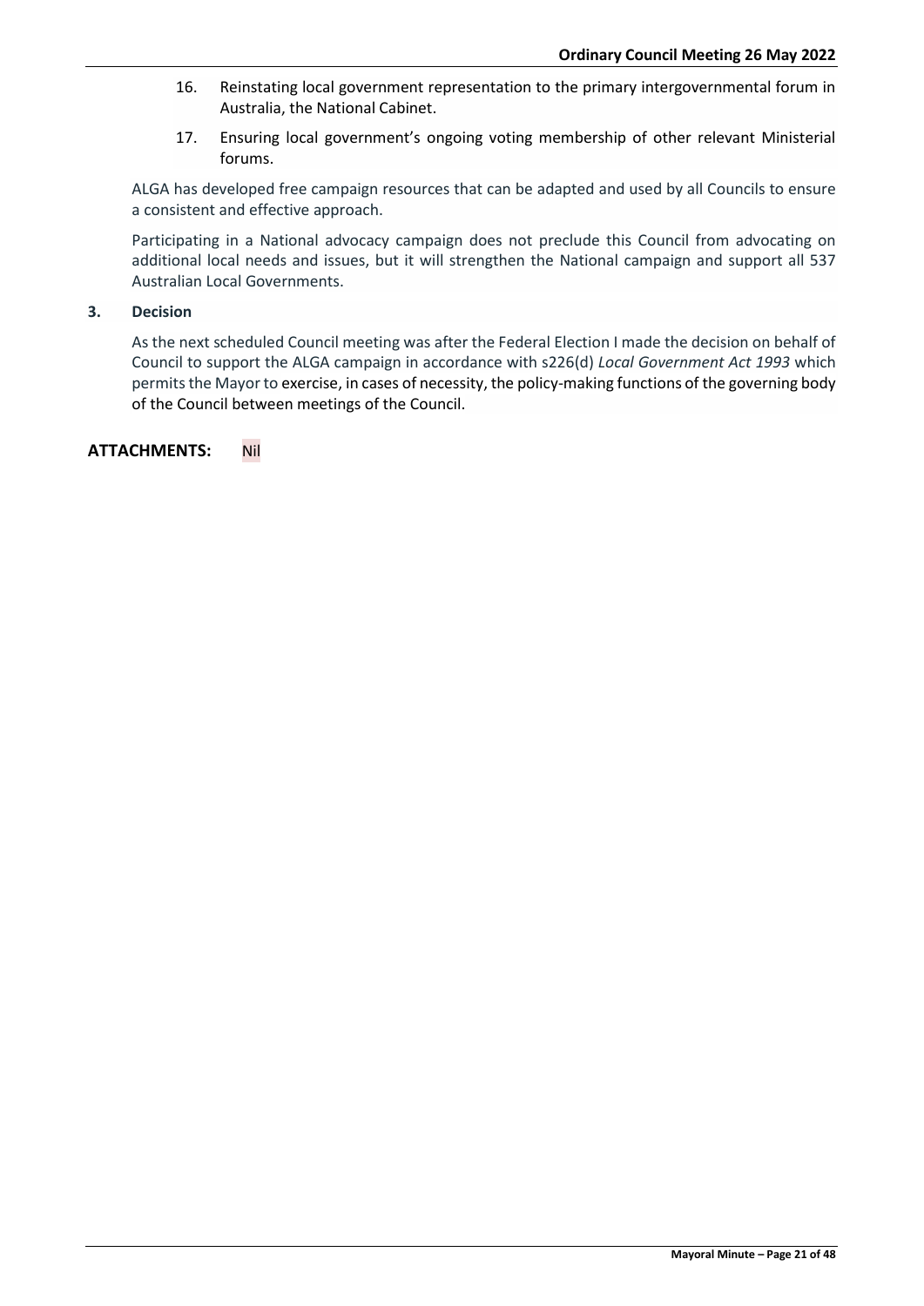16. Reinstating local government representation to the primary intergovernmental forum in Australia, the National Cabinet.
17. Ensuring local government's ongoing voting membership of other relevant Ministerial forums.

ALGA has developed free campaign resources that can be adapted and used by all Councils to ensure a consistent and effective approach.

Participating in a National advocacy campaign does not preclude this Council from advocating on additional local needs and issues, but it will strengthen the National campaign and support all 537 Australian Local Governments.

**3. Decision**

As the next scheduled Council meeting was after the Federal Election I made the decision on behalf of Council to support the ALGA campaign in accordance with s226(d) *Local Government Act 1993* which permits the Mayor to exercise, in cases of necessity, the policy-making functions of the governing body of the Council between meetings of the Council.

**ATTACHMENTS:** Nil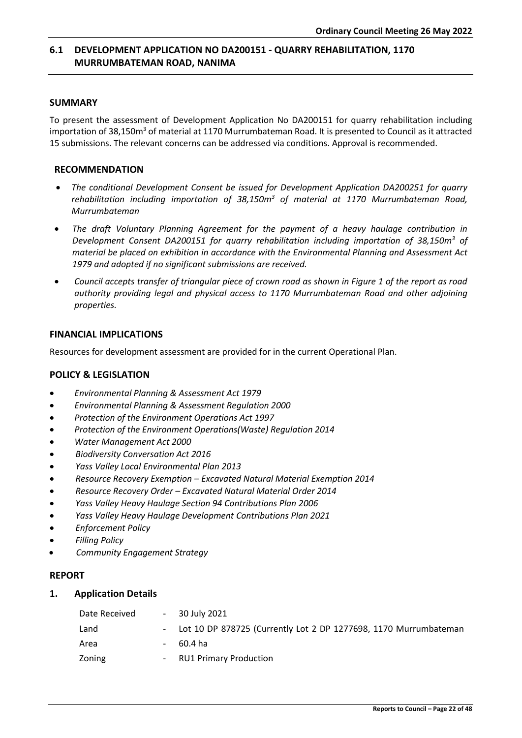## 6.1 DEVELOPMENT APPLICATION NO DA200151 - QUARRY REHABILITATION, 1170 MURRUMBATEMAN ROAD, NANIMA

### SUMMARY

To present the assessment of Development Application No DA200151 for quarry rehabilitation including importation of 38,150m$^3$ of material at 1170 Murrumbateman Road. It is presented to Council as it attracted 15 submissions. The relevant concerns can be addressed via conditions. Approval is recommended.

### RECOMMENDATION

- *The conditional Development Consent be issued for Development Application DA200251 for quarry rehabilitation including importation of 38,150m$^3$ of material at 1170 Murrumbateman Road, Murrumbateman*
- *The draft Voluntary Planning Agreement for the payment of a heavy haulage contribution in Development Consent DA200151 for quarry rehabilitation including importation of 38,150m$^3$ of material be placed on exhibition in accordance with the Environmental Planning and Assessment Act 1979 and adopted if no significant submissions are received.*
- *Council accepts transfer of triangular piece of crown road as shown in Figure 1 of the report as road authority providing legal and physical access to 1170 Murrumbateman Road and other adjoining properties.*

### FINANCIAL IMPLICATIONS

Resources for development assessment are provided for in the current Operational Plan.

### POLICY & LEGISLATION

- *Environmental Planning & Assessment Act 1979*
- *Environmental Planning & Assessment Regulation 2000*
- *Protection of the Environment Operations Act 1997*
- *Protection of the Environment Operations(Waste) Regulation 2014*
- *Water Management Act 2000*
- *Biodiversity Conversation Act 2016*
- *Yass Valley Local Environmental Plan 2013*
- *Resource Recovery Exemption – Excavated Natural Material Exemption 2014*
- *Resource Recovery Order – Excavated Natural Material Order 2014*
- *Yass Valley Heavy Haulage Section 94 Contributions Plan 2006*
- *Yass Valley Heavy Haulage Development Contributions Plan 2021*
- *Enforcement Policy*
- *Filling Policy*
- *Community Engagement Strategy*

### REPORT

#### 1. Application Details

| | | |
|---|---|---|
| Date Received | - | 30 July 2021 |
| Land | - | Lot 10 DP 878725 (Currently Lot 2 DP 1277698, 1170 Murrumbateman |
| Area | - | 60.4 ha |
| Zoning | - | RU1 Primary Production |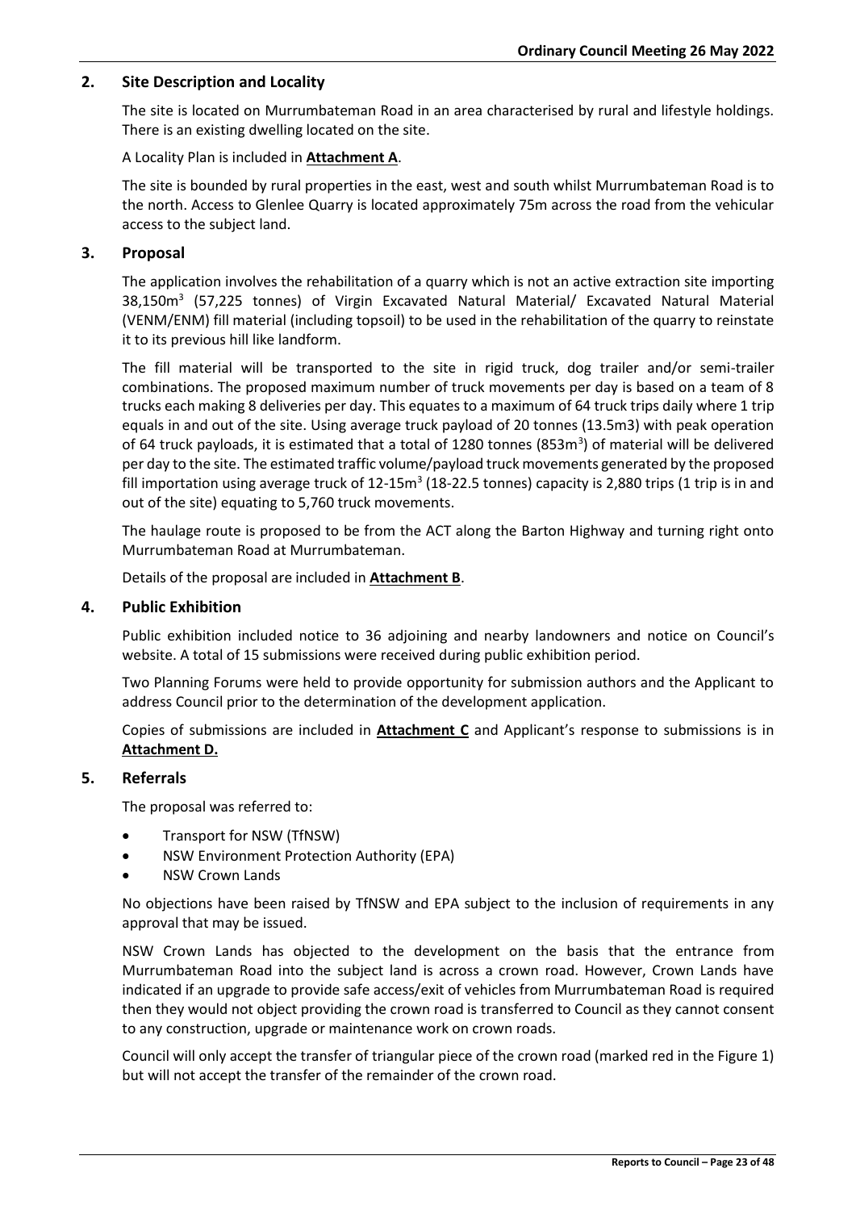## 2. Site Description and Locality

The site is located on Murrumbateman Road in an area characterised by rural and lifestyle holdings. There is an existing dwelling located on the site.

A Locality Plan is included in **Attachment A**.

The site is bounded by rural properties in the east, west and south whilst Murrumbateman Road is to the north. Access to Glenlee Quarry is located approximately 75m across the road from the vehicular access to the subject land.

## 3. Proposal

The application involves the rehabilitation of a quarry which is not an active extraction site importing 38,150m$^3$ (57,225 tonnes) of Virgin Excavated Natural Material/ Excavated Natural Material (VENM/ENM) fill material (including topsoil) to be used in the rehabilitation of the quarry to reinstate it to its previous hill like landform.

The fill material will be transported to the site in rigid truck, dog trailer and/or semi-trailer combinations. The proposed maximum number of truck movements per day is based on a team of 8 trucks each making 8 deliveries per day. This equates to a maximum of 64 truck trips daily where 1 trip equals in and out of the site. Using average truck payload of 20 tonnes (13.5m3) with peak operation of 64 truck payloads, it is estimated that a total of 1280 tonnes (853m$^3$) of material will be delivered per day to the site. The estimated traffic volume/payload truck movements generated by the proposed fill importation using average truck of 12-15m$^3$ (18-22.5 tonnes) capacity is 2,880 trips (1 trip is in and out of the site) equating to 5,760 truck movements.

The haulage route is proposed to be from the ACT along the Barton Highway and turning right onto Murrumbateman Road at Murrumbateman.

Details of the proposal are included in **Attachment B**.

## 4. Public Exhibition

Public exhibition included notice to 36 adjoining and nearby landowners and notice on Council's website. A total of 15 submissions were received during public exhibition period.

Two Planning Forums were held to provide opportunity for submission authors and the Applicant to address Council prior to the determination of the development application.

Copies of submissions are included in **Attachment C** and Applicant's response to submissions is in **Attachment D.**

## 5. Referrals

The proposal was referred to:

- Transport for NSW (TfNSW)
- NSW Environment Protection Authority (EPA)
- NSW Crown Lands

No objections have been raised by TfNSW and EPA subject to the inclusion of requirements in any approval that may be issued.

NSW Crown Lands has objected to the development on the basis that the entrance from Murrumbateman Road into the subject land is across a crown road. However, Crown Lands have indicated if an upgrade to provide safe access/exit of vehicles from Murrumbateman Road is required then they would not object providing the crown road is transferred to Council as they cannot consent to any construction, upgrade or maintenance work on crown roads.

Council will only accept the transfer of triangular piece of the crown road (marked red in the Figure 1) but will not accept the transfer of the remainder of the crown road.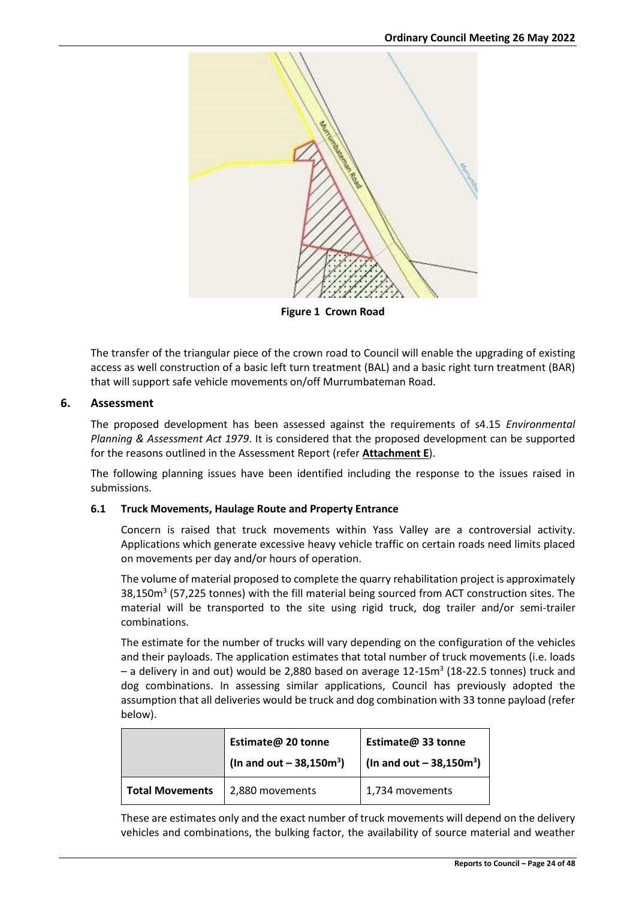**Figure 1 Crown Road**

The transfer of the triangular piece of the crown road to Council will enable the upgrading of existing access as well construction of a basic left turn treatment (BAL) and a basic right turn treatment (BAR) that will support safe vehicle movements on/off Murrumbateman Road.

## 6. Assessment

The proposed development has been assessed against the requirements of s4.15 *Environmental Planning & Assessment Act 1979*. It is considered that the proposed development can be supported for the reasons outlined in the Assessment Report (refer **Attachment E**).

The following planning issues have been identified including the response to the issues raised in submissions.

### 6.1 Truck Movements, Haulage Route and Property Entrance

Concern is raised that truck movements within Yass Valley are a controversial activity. Applications which generate excessive heavy vehicle traffic on certain roads need limits placed on movements per day and/or hours of operation.

The volume of material proposed to complete the quarry rehabilitation project is approximately 38,150m$^3$ (57,225 tonnes) with the fill material being sourced from ACT construction sites. The material will be transported to the site using rigid truck, dog trailer and/or semi-trailer combinations.

The estimate for the number of trucks will vary depending on the configuration of the vehicles and their payloads. The application estimates that total number of truck movements (i.e. loads – a delivery in and out) would be 2,880 based on average 12-15m$^3$ (18-22.5 tonnes) truck and dog combinations. In assessing similar applications, Council has previously adopted the assumption that all deliveries would be truck and dog combination with 33 tonne payload (refer below).

| | Estimate@ 20 tonne (In and out – 38,150m$^3$) | Estimate@ 33 tonne (In and out – 38,150m$^3$) |
|---|---|---|
| **Total Movements** | 2,880 movements | 1,734 movements |

These are estimates only and the exact number of truck movements will depend on the delivery vehicles and combinations, the bulking factor, the availability of source material and weather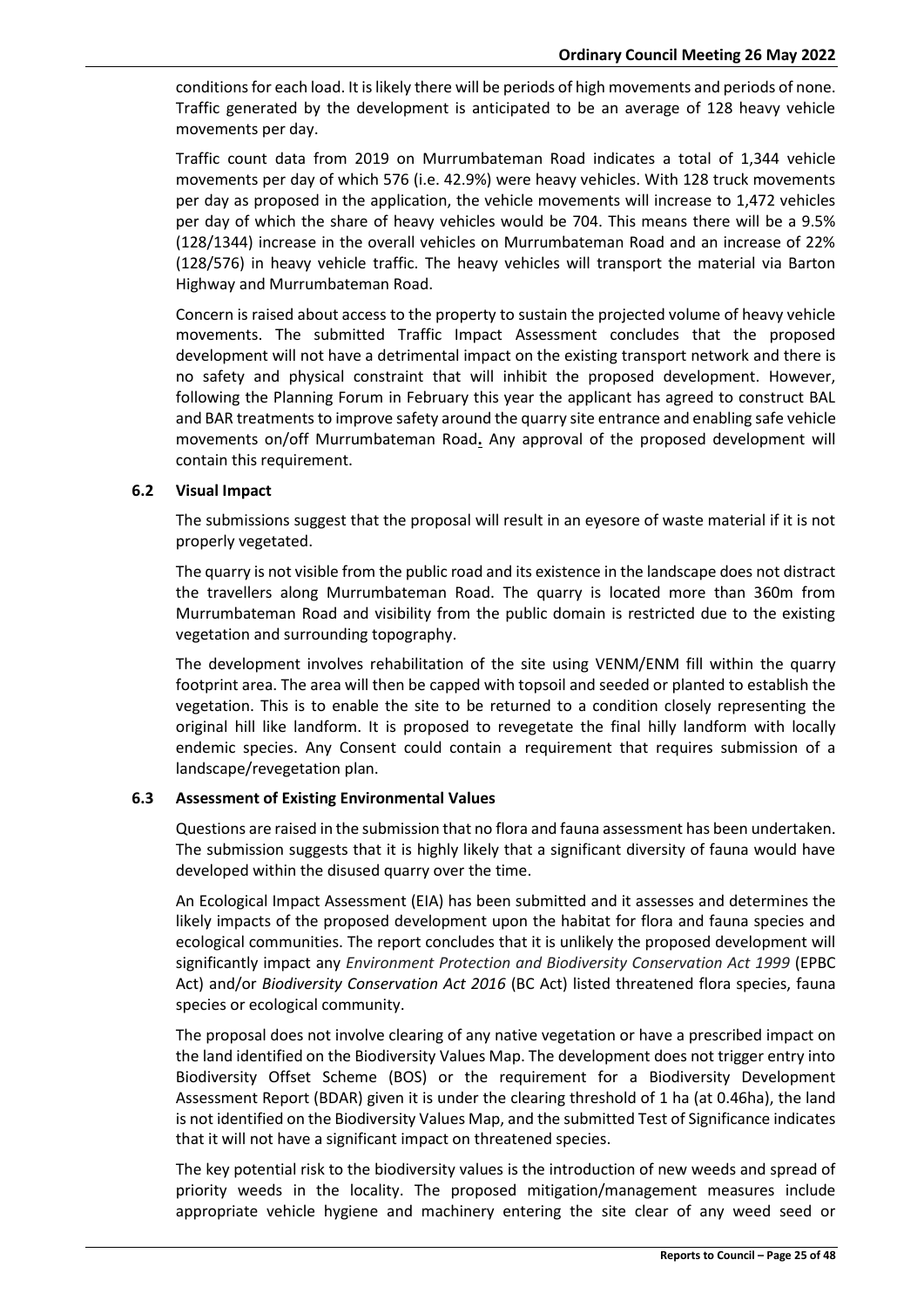conditions for each load. It is likely there will be periods of high movements and periods of none. Traffic generated by the development is anticipated to be an average of 128 heavy vehicle movements per day.

Traffic count data from 2019 on Murrumbateman Road indicates a total of 1,344 vehicle movements per day of which 576 (i.e. 42.9%) were heavy vehicles. With 128 truck movements per day as proposed in the application, the vehicle movements will increase to 1,472 vehicles per day of which the share of heavy vehicles would be 704. This means there will be a 9.5% (128/1344) increase in the overall vehicles on Murrumbateman Road and an increase of 22% (128/576) in heavy vehicle traffic. The heavy vehicles will transport the material via Barton Highway and Murrumbateman Road.

Concern is raised about access to the property to sustain the projected volume of heavy vehicle movements. The submitted Traffic Impact Assessment concludes that the proposed development will not have a detrimental impact on the existing transport network and there is no safety and physical constraint that will inhibit the proposed development. However, following the Planning Forum in February this year the applicant has agreed to construct BAL and BAR treatments to improve safety around the quarry site entrance and enabling safe vehicle movements on/off Murrumbateman Road**.** Any approval of the proposed development will contain this requirement.

### 6.2 Visual Impact

The submissions suggest that the proposal will result in an eyesore of waste material if it is not properly vegetated.

The quarry is not visible from the public road and its existence in the landscape does not distract the travellers along Murrumbateman Road. The quarry is located more than 360m from Murrumbateman Road and visibility from the public domain is restricted due to the existing vegetation and surrounding topography.

The development involves rehabilitation of the site using VENM/ENM fill within the quarry footprint area. The area will then be capped with topsoil and seeded or planted to establish the vegetation. This is to enable the site to be returned to a condition closely representing the original hill like landform. It is proposed to revegetate the final hilly landform with locally endemic species. Any Consent could contain a requirement that requires submission of a landscape/revegetation plan.

### 6.3 Assessment of Existing Environmental Values

Questions are raised in the submission that no flora and fauna assessment has been undertaken. The submission suggests that it is highly likely that a significant diversity of fauna would have developed within the disused quarry over the time.

An Ecological Impact Assessment (EIA) has been submitted and it assesses and determines the likely impacts of the proposed development upon the habitat for flora and fauna species and ecological communities. The report concludes that it is unlikely the proposed development will significantly impact any *Environment Protection and Biodiversity Conservation Act 1999* (EPBC Act) and/or *Biodiversity Conservation Act 2016* (BC Act) listed threatened flora species, fauna species or ecological community.

The proposal does not involve clearing of any native vegetation or have a prescribed impact on the land identified on the Biodiversity Values Map. The development does not trigger entry into Biodiversity Offset Scheme (BOS) or the requirement for a Biodiversity Development Assessment Report (BDAR) given it is under the clearing threshold of 1 ha (at 0.46ha), the land is not identified on the Biodiversity Values Map, and the submitted Test of Significance indicates that it will not have a significant impact on threatened species.

The key potential risk to the biodiversity values is the introduction of new weeds and spread of priority weeds in the locality. The proposed mitigation/management measures include appropriate vehicle hygiene and machinery entering the site clear of any weed seed or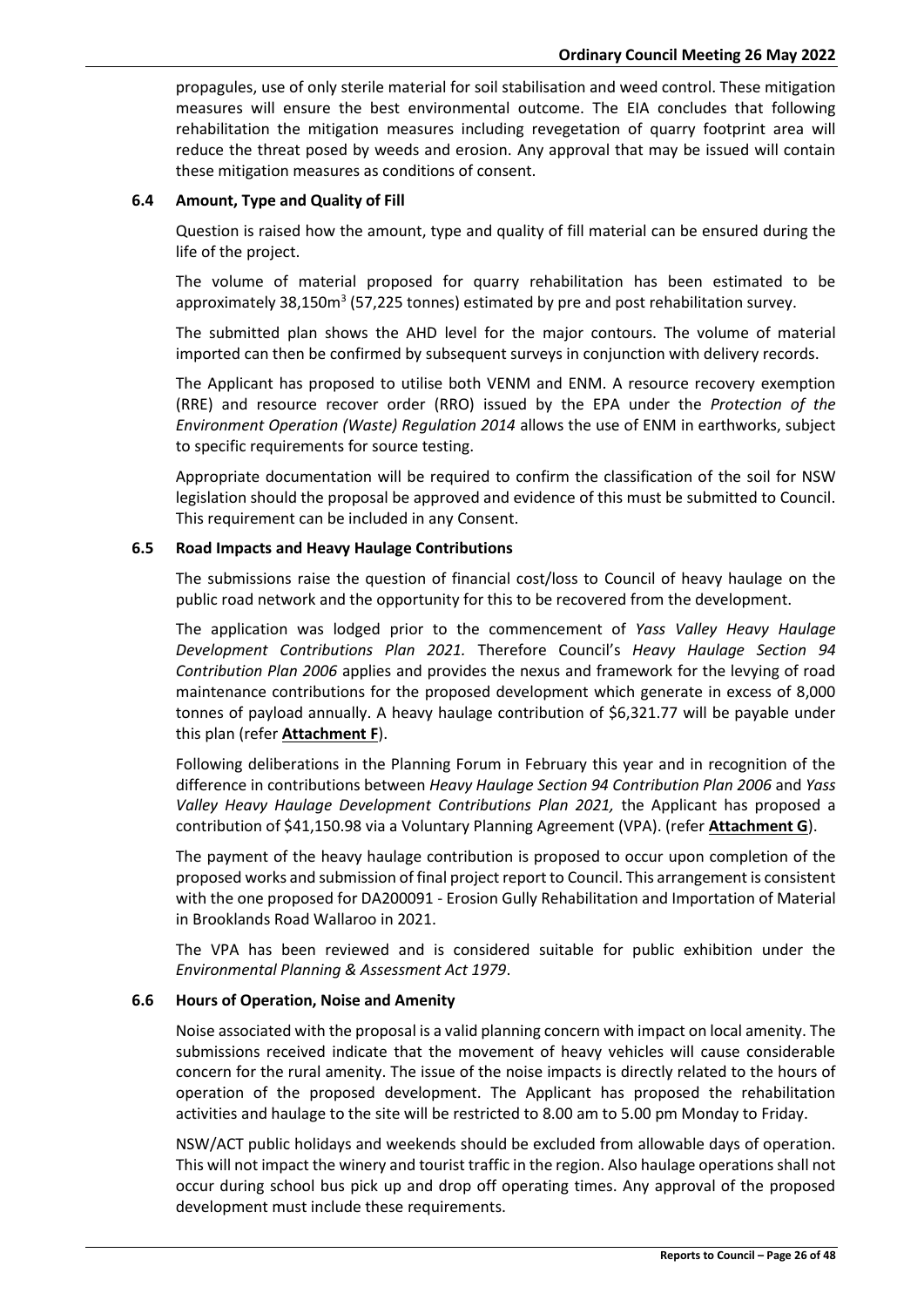propagules, use of only sterile material for soil stabilisation and weed control. These mitigation measures will ensure the best environmental outcome. The EIA concludes that following rehabilitation the mitigation measures including revegetation of quarry footprint area will reduce the threat posed by weeds and erosion. Any approval that may be issued will contain these mitigation measures as conditions of consent.

### 6.4 Amount, Type and Quality of Fill

Question is raised how the amount, type and quality of fill material can be ensured during the life of the project.

The volume of material proposed for quarry rehabilitation has been estimated to be approximately 38,150m$^3$ (57,225 tonnes) estimated by pre and post rehabilitation survey.

The submitted plan shows the AHD level for the major contours. The volume of material imported can then be confirmed by subsequent surveys in conjunction with delivery records.

The Applicant has proposed to utilise both VENM and ENM. A resource recovery exemption (RRE) and resource recover order (RRO) issued by the EPA under the *Protection of the Environment Operation (Waste) Regulation 2014* allows the use of ENM in earthworks, subject to specific requirements for source testing.

Appropriate documentation will be required to confirm the classification of the soil for NSW legislation should the proposal be approved and evidence of this must be submitted to Council. This requirement can be included in any Consent.

### 6.5 Road Impacts and Heavy Haulage Contributions

The submissions raise the question of financial cost/loss to Council of heavy haulage on the public road network and the opportunity for this to be recovered from the development.

The application was lodged prior to the commencement of *Yass Valley Heavy Haulage Development Contributions Plan 2021.* Therefore Council's *Heavy Haulage Section 94 Contribution Plan 2006* applies and provides the nexus and framework for the levying of road maintenance contributions for the proposed development which generate in excess of 8,000 tonnes of payload annually. A heavy haulage contribution of $6,321.77 will be payable under this plan (refer **Attachment F**).

Following deliberations in the Planning Forum in February this year and in recognition of the difference in contributions between *Heavy Haulage Section 94 Contribution Plan 2006* and *Yass Valley Heavy Haulage Development Contributions Plan 2021,* the Applicant has proposed a contribution of $41,150.98 via a Voluntary Planning Agreement (VPA). (refer **Attachment G**).

The payment of the heavy haulage contribution is proposed to occur upon completion of the proposed works and submission of final project report to Council. This arrangement is consistent with the one proposed for DA200091 - Erosion Gully Rehabilitation and Importation of Material in Brooklands Road Wallaroo in 2021.

The VPA has been reviewed and is considered suitable for public exhibition under the *Environmental Planning & Assessment Act 1979*.

### 6.6 Hours of Operation, Noise and Amenity

Noise associated with the proposal is a valid planning concern with impact on local amenity. The submissions received indicate that the movement of heavy vehicles will cause considerable concern for the rural amenity. The issue of the noise impacts is directly related to the hours of operation of the proposed development. The Applicant has proposed the rehabilitation activities and haulage to the site will be restricted to 8.00 am to 5.00 pm Monday to Friday.

NSW/ACT public holidays and weekends should be excluded from allowable days of operation. This will not impact the winery and tourist traffic in the region. Also haulage operations shall not occur during school bus pick up and drop off operating times. Any approval of the proposed development must include these requirements.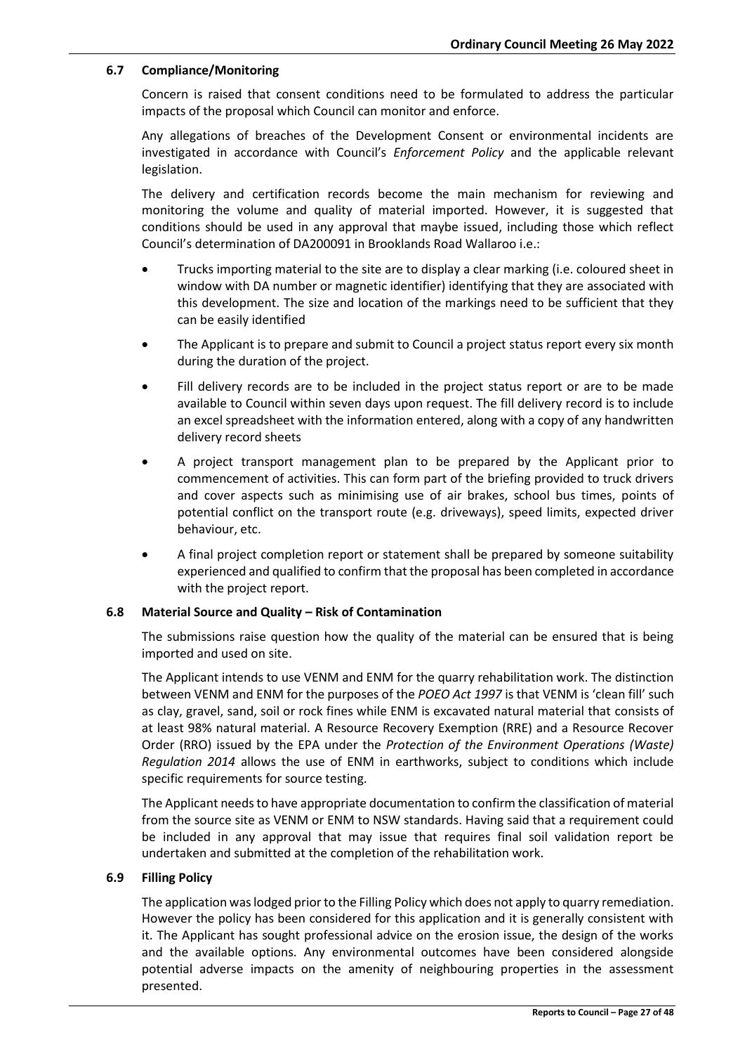### 6.7 Compliance/Monitoring

Concern is raised that consent conditions need to be formulated to address the particular impacts of the proposal which Council can monitor and enforce.

Any allegations of breaches of the Development Consent or environmental incidents are investigated in accordance with Council's *Enforcement Policy* and the applicable relevant legislation.

The delivery and certification records become the main mechanism for reviewing and monitoring the volume and quality of material imported. However, it is suggested that conditions should be used in any approval that maybe issued, including those which reflect Council's determination of DA200091 in Brooklands Road Wallaroo i.e.:

- Trucks importing material to the site are to display a clear marking (i.e. coloured sheet in window with DA number or magnetic identifier) identifying that they are associated with this development. The size and location of the markings need to be sufficient that they can be easily identified
- The Applicant is to prepare and submit to Council a project status report every six month during the duration of the project.
- Fill delivery records are to be included in the project status report or are to be made available to Council within seven days upon request. The fill delivery record is to include an excel spreadsheet with the information entered, along with a copy of any handwritten delivery record sheets
- A project transport management plan to be prepared by the Applicant prior to commencement of activities. This can form part of the briefing provided to truck drivers and cover aspects such as minimising use of air brakes, school bus times, points of potential conflict on the transport route (e.g. driveways), speed limits, expected driver behaviour, etc.
- A final project completion report or statement shall be prepared by someone suitability experienced and qualified to confirm that the proposal has been completed in accordance with the project report.

### 6.8 Material Source and Quality – Risk of Contamination

The submissions raise question how the quality of the material can be ensured that is being imported and used on site.

The Applicant intends to use VENM and ENM for the quarry rehabilitation work. The distinction between VENM and ENM for the purposes of the *POEO Act 1997* is that VENM is 'clean fill' such as clay, gravel, sand, soil or rock fines while ENM is excavated natural material that consists of at least 98% natural material. A Resource Recovery Exemption (RRE) and a Resource Recover Order (RRO) issued by the EPA under the *Protection of the Environment Operations (Waste) Regulation 2014* allows the use of ENM in earthworks, subject to conditions which include specific requirements for source testing.

The Applicant needs to have appropriate documentation to confirm the classification of material from the source site as VENM or ENM to NSW standards. Having said that a requirement could be included in any approval that may issue that requires final soil validation report be undertaken and submitted at the completion of the rehabilitation work.

### 6.9 Filling Policy

The application was lodged prior to the Filling Policy which does not apply to quarry remediation. However the policy has been considered for this application and it is generally consistent with it. The Applicant has sought professional advice on the erosion issue, the design of the works and the available options. Any environmental outcomes have been considered alongside potential adverse impacts on the amenity of neighbouring properties in the assessment presented.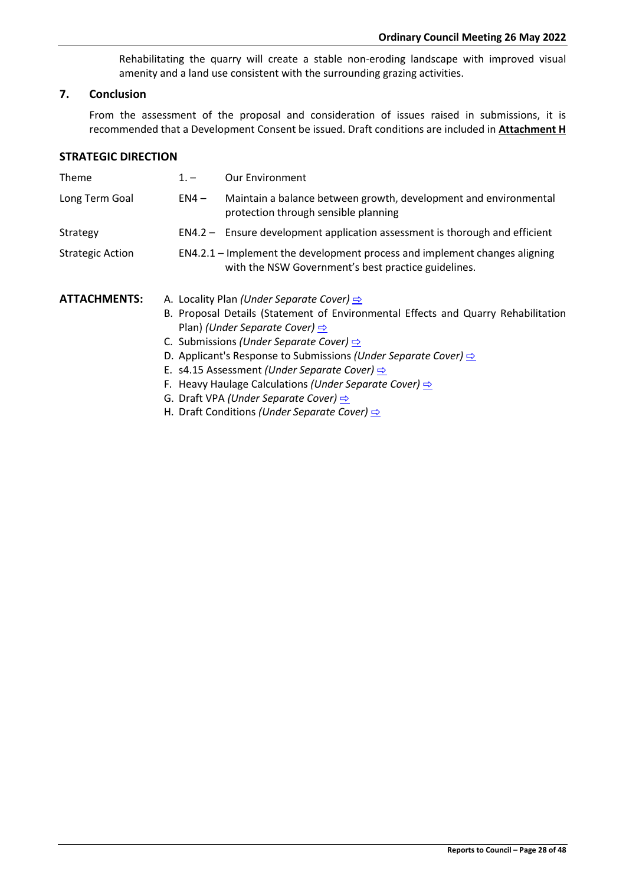Rehabilitating the quarry will create a stable non-eroding landscape with improved visual amenity and a land use consistent with the surrounding grazing activities.

## 7. Conclusion

From the assessment of the proposal and consideration of issues raised in submissions, it is recommended that a Development Consent be issued. Draft conditions are included in **Attachment H**

## STRATEGIC DIRECTION

| | | |
|---|---|---|
| Theme | 1. – | Our Environment |
| Long Term Goal | EN4 – | Maintain a balance between growth, development and environmental protection through sensible planning |
| Strategy | EN4.2 – | Ensure development application assessment is thorough and efficient |
| Strategic Action | EN4.2.1 – | Implement the development process and implement changes aligning with the NSW Government's best practice guidelines. |

**ATTACHMENTS:**

A. Locality Plan *(Under Separate Cover)* ⇨
B. Proposal Details (Statement of Environmental Effects and Quarry Rehabilitation Plan) *(Under Separate Cover)* ⇨
C. Submissions *(Under Separate Cover)* ⇨
D. Applicant's Response to Submissions *(Under Separate Cover)* ⇨
E. s4.15 Assessment *(Under Separate Cover)* ⇨
F. Heavy Haulage Calculations *(Under Separate Cover)* ⇨
G. Draft VPA *(Under Separate Cover)* ⇨
H. Draft Conditions *(Under Separate Cover)* ⇨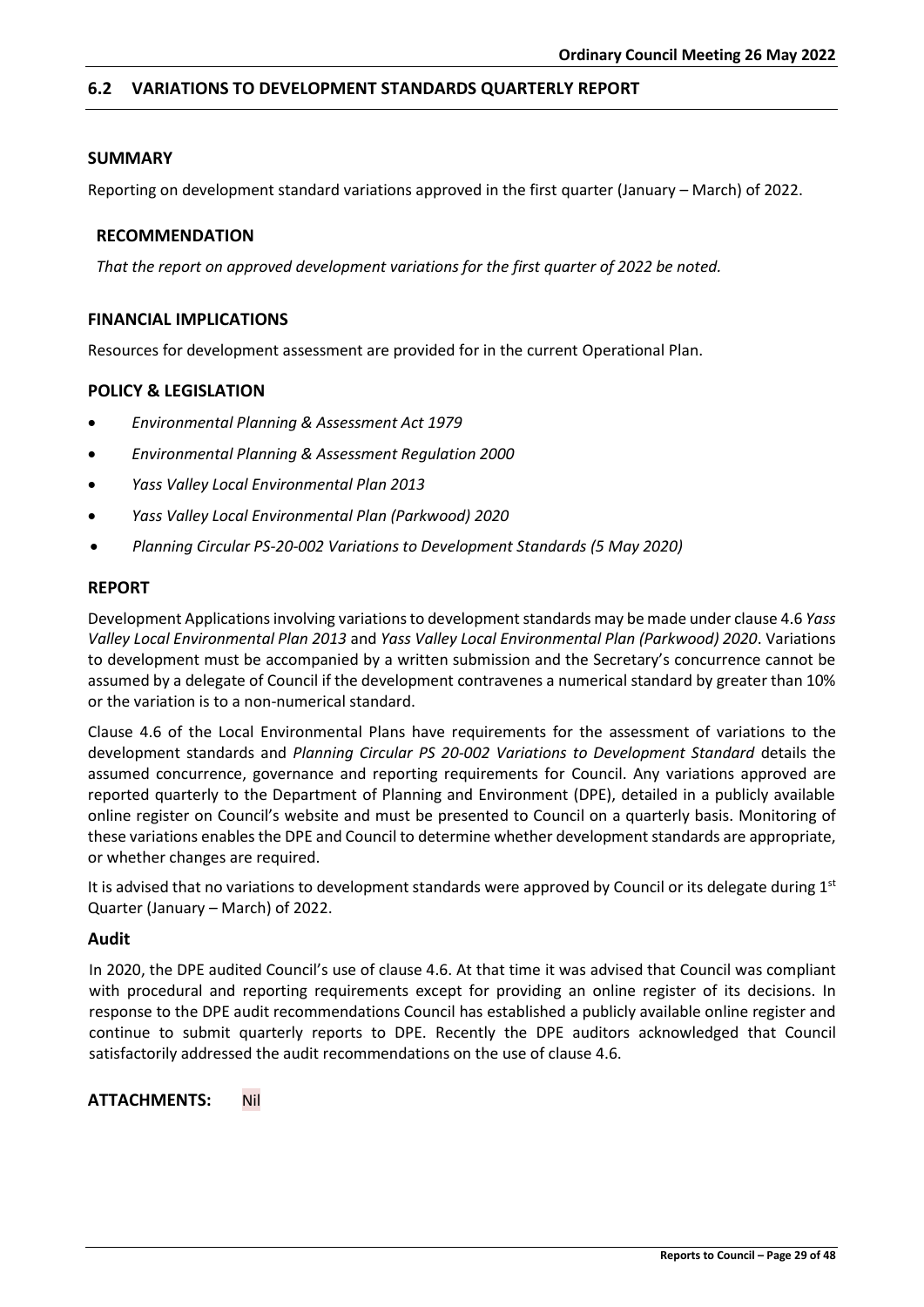## 6.2 VARIATIONS TO DEVELOPMENT STANDARDS QUARTERLY REPORT

### SUMMARY

Reporting on development standard variations approved in the first quarter (January – March) of 2022.

### RECOMMENDATION

*That the report on approved development variations for the first quarter of 2022 be noted.*

### FINANCIAL IMPLICATIONS

Resources for development assessment are provided for in the current Operational Plan.

### POLICY & LEGISLATION

- *Environmental Planning & Assessment Act 1979*
- *Environmental Planning & Assessment Regulation 2000*
- *Yass Valley Local Environmental Plan 2013*
- *Yass Valley Local Environmental Plan (Parkwood) 2020*
- *Planning Circular PS-20-002 Variations to Development Standards (5 May 2020)*

### REPORT

Development Applications involving variations to development standards may be made under clause 4.6 *Yass Valley Local Environmental Plan 2013* and *Yass Valley Local Environmental Plan (Parkwood) 2020*. Variations to development must be accompanied by a written submission and the Secretary's concurrence cannot be assumed by a delegate of Council if the development contravenes a numerical standard by greater than 10% or the variation is to a non-numerical standard.

Clause 4.6 of the Local Environmental Plans have requirements for the assessment of variations to the development standards and *Planning Circular PS 20-002 Variations to Development Standard* details the assumed concurrence, governance and reporting requirements for Council. Any variations approved are reported quarterly to the Department of Planning and Environment (DPE), detailed in a publicly available online register on Council's website and must be presented to Council on a quarterly basis. Monitoring of these variations enables the DPE and Council to determine whether development standards are appropriate, or whether changes are required.

It is advised that no variations to development standards were approved by Council or its delegate during 1st Quarter (January – March) of 2022.

### Audit

In 2020, the DPE audited Council's use of clause 4.6. At that time it was advised that Council was compliant with procedural and reporting requirements except for providing an online register of its decisions. In response to the DPE audit recommendations Council has established a publicly available online register and continue to submit quarterly reports to DPE. Recently the DPE auditors acknowledged that Council satisfactorily addressed the audit recommendations on the use of clause 4.6.

**ATTACHMENTS:** Nil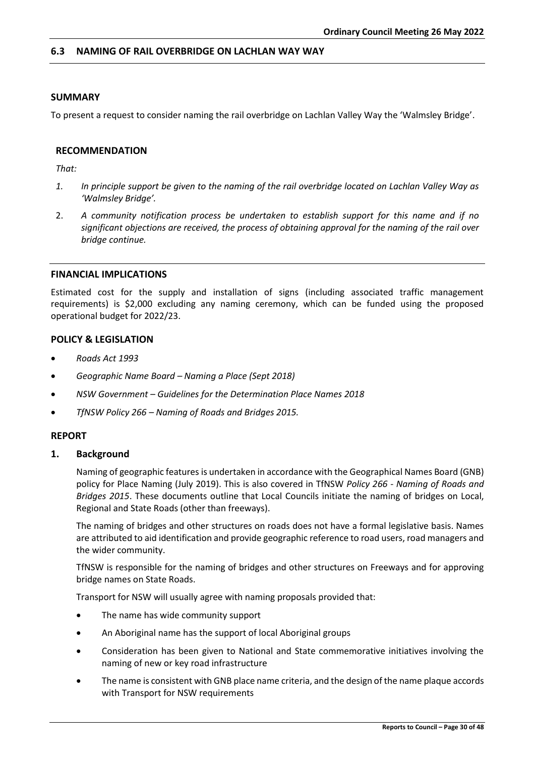## 6.3 NAMING OF RAIL OVERBRIDGE ON LACHLAN WAY WAY

### SUMMARY

To present a request to consider naming the rail overbridge on Lachlan Valley Way the 'Walmsley Bridge'.

### RECOMMENDATION

*That:*

1. *In principle support be given to the naming of the rail overbridge located on Lachlan Valley Way as 'Walmsley Bridge'.*
2. *A community notification process be undertaken to establish support for this name and if no significant objections are received, the process of obtaining approval for the naming of the rail over bridge continue.*

### FINANCIAL IMPLICATIONS

Estimated cost for the supply and installation of signs (including associated traffic management requirements) is $2,000 excluding any naming ceremony, which can be funded using the proposed operational budget for 2022/23.

### POLICY & LEGISLATION

- *Roads Act 1993*
- *Geographic Name Board – Naming a Place (Sept 2018)*
- *NSW Government – Guidelines for the Determination Place Names 2018*
- *TfNSW Policy 266 – Naming of Roads and Bridges 2015.*

### REPORT

#### 1. Background

Naming of geographic features is undertaken in accordance with the Geographical Names Board (GNB) policy for Place Naming (July 2019). This is also covered in TfNSW *Policy 266 - Naming of Roads and Bridges 2015*. These documents outline that Local Councils initiate the naming of bridges on Local, Regional and State Roads (other than freeways).

The naming of bridges and other structures on roads does not have a formal legislative basis. Names are attributed to aid identification and provide geographic reference to road users, road managers and the wider community.

TfNSW is responsible for the naming of bridges and other structures on Freeways and for approving bridge names on State Roads.

Transport for NSW will usually agree with naming proposals provided that:

- The name has wide community support
- An Aboriginal name has the support of local Aboriginal groups
- Consideration has been given to National and State commemorative initiatives involving the naming of new or key road infrastructure
- The name is consistent with GNB place name criteria, and the design of the name plaque accords with Transport for NSW requirements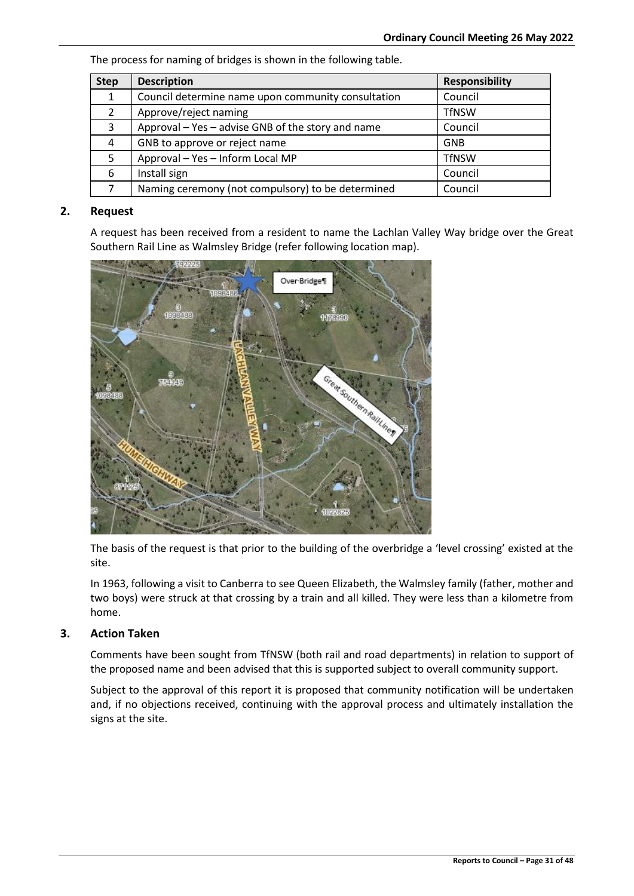The process for naming of bridges is shown in the following table.

| Step | Description | Responsibility |
|---|---|---|
| 1 | Council determine name upon community consultation | Council |
| 2 | Approve/reject naming | TfNSW |
| 3 | Approval – Yes – advise GNB of the story and name | Council |
| 4 | GNB to approve or reject name | GNB |
| 5 | Approval – Yes – Inform Local MP | TfNSW |
| 6 | Install sign | Council |
| 7 | Naming ceremony (not compulsory) to be determined | Council |

## 2. Request

A request has been received from a resident to name the Lachlan Valley Way bridge over the Great Southern Rail Line as Walmsley Bridge (refer following location map).

The basis of the request is that prior to the building of the overbridge a 'level crossing' existed at the site.

In 1963, following a visit to Canberra to see Queen Elizabeth, the Walmsley family (father, mother and two boys) were struck at that crossing by a train and all killed. They were less than a kilometre from home.

## 3. Action Taken

Comments have been sought from TfNSW (both rail and road departments) in relation to support of the proposed name and been advised that this is supported subject to overall community support.

Subject to the approval of this report it is proposed that community notification will be undertaken and, if no objections received, continuing with the approval process and ultimately installation the signs at the site.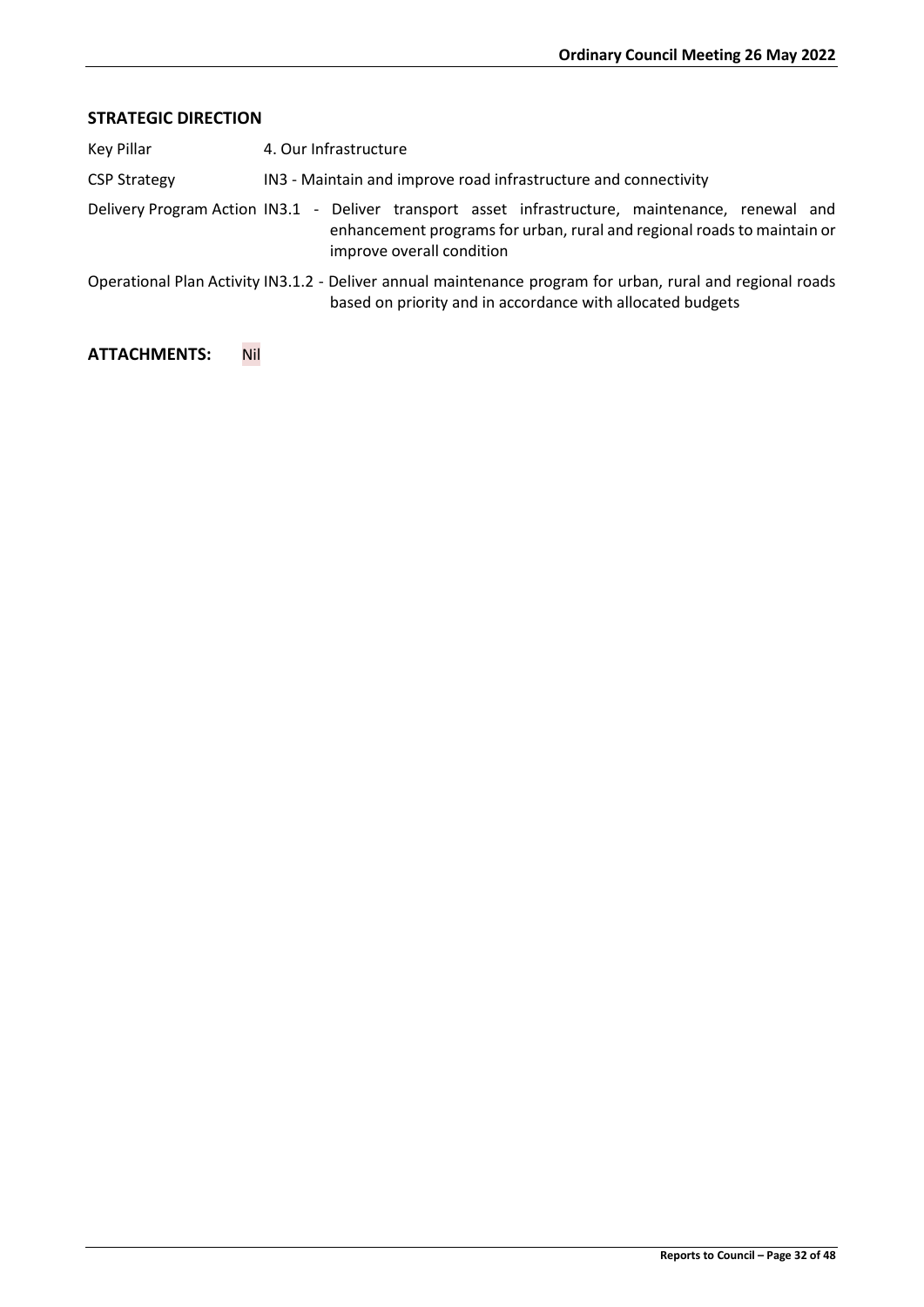## STRATEGIC DIRECTION

| | |
|---|---|
| Key Pillar | 4. Our Infrastructure |
| CSP Strategy | IN3 - Maintain and improve road infrastructure and connectivity |
| Delivery Program Action | IN3.1 - Deliver transport asset infrastructure, maintenance, renewal and enhancement programs for urban, rural and regional roads to maintain or improve overall condition |
| Operational Plan Activity | IN3.1.2 - Deliver annual maintenance program for urban, rural and regional roads based on priority and in accordance with allocated budgets |

**ATTACHMENTS:** Nil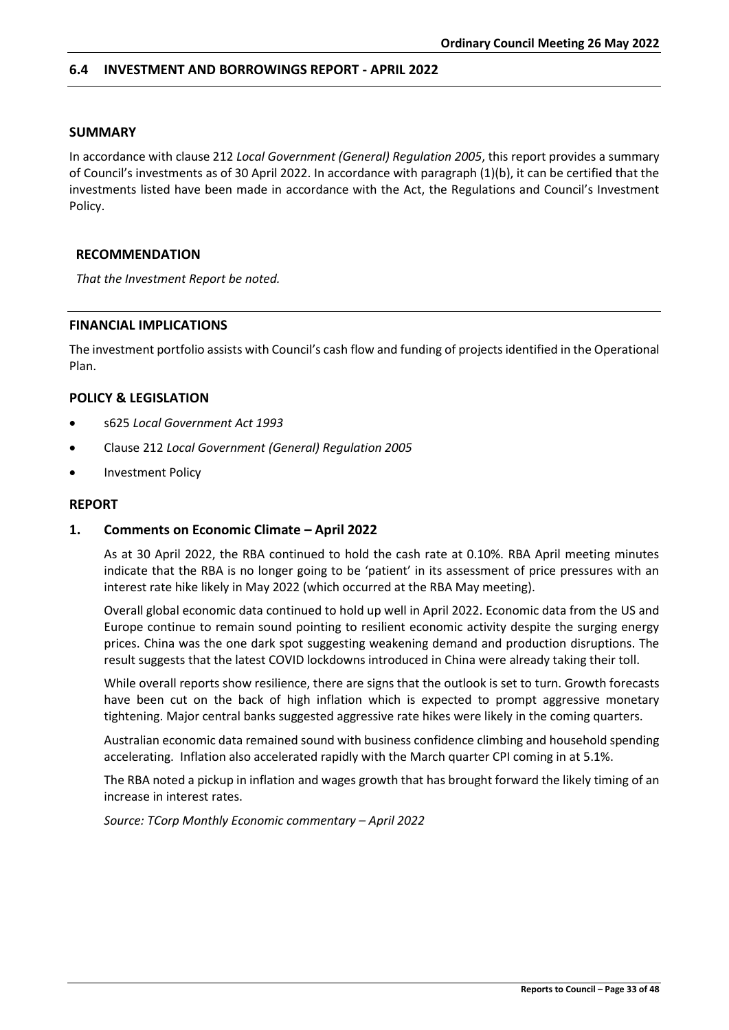## 6.4 INVESTMENT AND BORROWINGS REPORT - APRIL 2022

### SUMMARY

In accordance with clause 212 *Local Government (General) Regulation 2005*, this report provides a summary of Council's investments as of 30 April 2022. In accordance with paragraph (1)(b), it can be certified that the investments listed have been made in accordance with the Act, the Regulations and Council's Investment Policy.

### RECOMMENDATION

*That the Investment Report be noted.*

### FINANCIAL IMPLICATIONS

The investment portfolio assists with Council's cash flow and funding of projects identified in the Operational Plan.

### POLICY & LEGISLATION

- s625 *Local Government Act 1993*
- Clause 212 *Local Government (General) Regulation 2005*
- Investment Policy

### REPORT

#### 1. Comments on Economic Climate – April 2022

As at 30 April 2022, the RBA continued to hold the cash rate at 0.10%. RBA April meeting minutes indicate that the RBA is no longer going to 'patient' in its assessment of price pressures with an interest rate hike likely in May 2022 (which occurred at the RBA May meeting).

Overall global economic data continued to hold up well in April 2022. Economic data from the US and Europe continue to remain sound pointing to resilient economic activity despite the surging energy prices. China was the one dark spot suggesting weakening demand and production disruptions. The result suggests that the latest COVID lockdowns introduced in China were already taking their toll.

While overall reports show resilience, there are signs that the outlook is set to turn. Growth forecasts have been cut on the back of high inflation which is expected to prompt aggressive monetary tightening. Major central banks suggested aggressive rate hikes were likely in the coming quarters.

Australian economic data remained sound with business confidence climbing and household spending accelerating. Inflation also accelerated rapidly with the March quarter CPI coming in at 5.1%.

The RBA noted a pickup in inflation and wages growth that has brought forward the likely timing of an increase in interest rates.

*Source: TCorp Monthly Economic commentary – April 2022*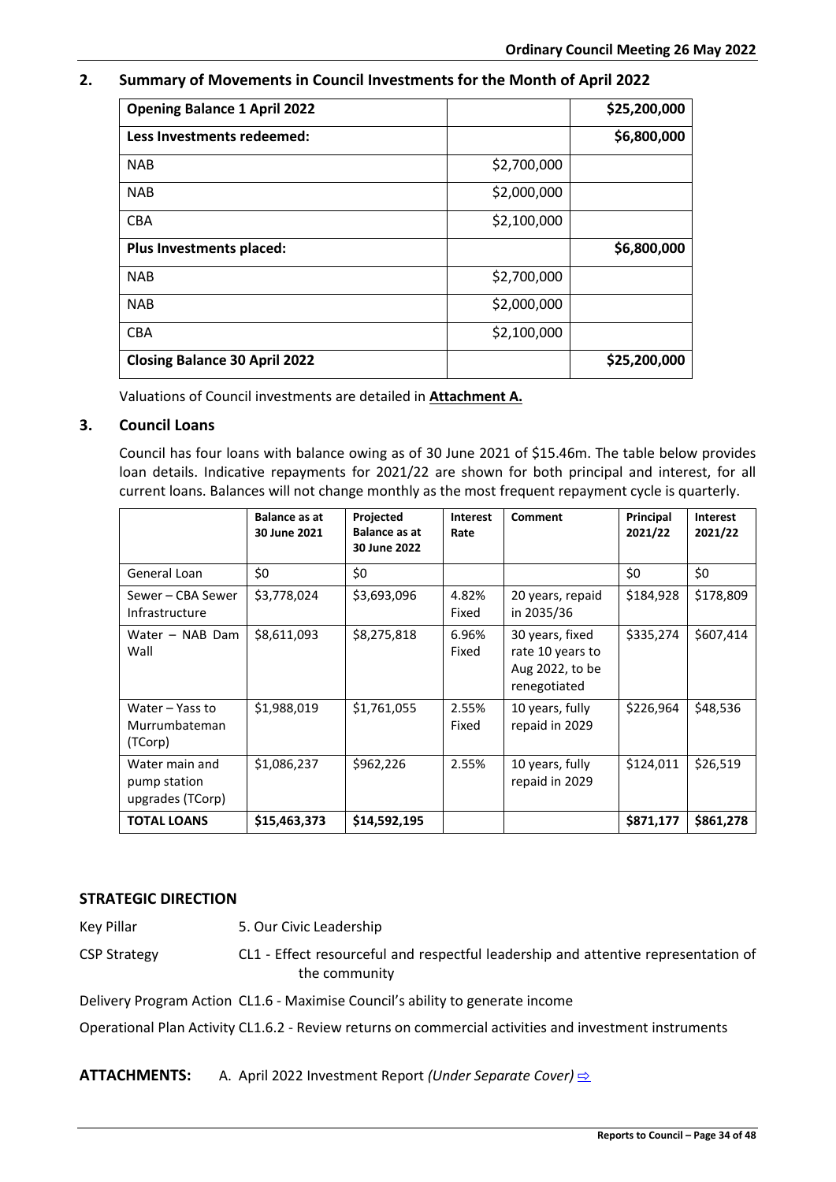## 2. Summary of Movements in Council Investments for the Month of April 2022

| **Opening Balance 1 April 2022** | | **\$25,200,000** |
|---|---|---|
| **Less Investments redeemed:** | | **\$6,800,000** |
| NAB | \$2,700,000 | |
| NAB | \$2,000,000 | |
| CBA | \$2,100,000 | |
| **Plus Investments placed:** | | **\$6,800,000** |
| NAB | \$2,700,000 | |
| NAB | \$2,000,000 | |
| CBA | \$2,100,000 | |
| **Closing Balance 30 April 2022** | | **\$25,200,000** |

Valuations of Council investments are detailed in **Attachment A.**

## 3. Council Loans

Council has four loans with balance owing as of 30 June 2021 of \$15.46m. The table below provides loan details. Indicative repayments for 2021/22 are shown for both principal and interest, for all current loans. Balances will not change monthly as the most frequent repayment cycle is quarterly.

| | **Balance as at 30 June 2021** | **Projected Balance as at 30 June 2022** | **Interest Rate** | **Comment** | **Principal 2021/22** | **Interest 2021/22** |
|---|---|---|---|---|---|---|
| General Loan | \$0 | \$0 | | | \$0 | \$0 |
| Sewer – CBA Sewer Infrastructure | \$3,778,024 | \$3,693,096 | 4.82% Fixed | 20 years, repaid in 2035/36 | \$184,928 | \$178,809 |
| Water – NAB Dam Wall | \$8,611,093 | \$8,275,818 | 6.96% Fixed | 30 years, fixed rate 10 years to Aug 2022, to be renegotiated | \$335,274 | \$607,414 |
| Water – Yass to Murrumbateman (TCorp) | \$1,988,019 | \$1,761,055 | 2.55% Fixed | 10 years, fully repaid in 2029 | \$226,964 | \$48,536 |
| Water main and pump station upgrades (TCorp) | \$1,086,237 | \$962,226 | 2.55% | 10 years, fully repaid in 2029 | \$124,011 | \$26,519 |
| **TOTAL LOANS** | **\$15,463,373** | **\$14,592,195** | | | **\$871,177** | **\$861,278** |

### STRATEGIC DIRECTION

Key Pillar 5. Our Civic Leadership

CSP Strategy CL1 - Effect resourceful and respectful leadership and attentive representation of the community

Delivery Program Action CL1.6 - Maximise Council's ability to generate income

Operational Plan Activity CL1.6.2 - Review returns on commercial activities and investment instruments

**ATTACHMENTS:** A. April 2022 Investment Report *(Under Separate Cover)* ⇨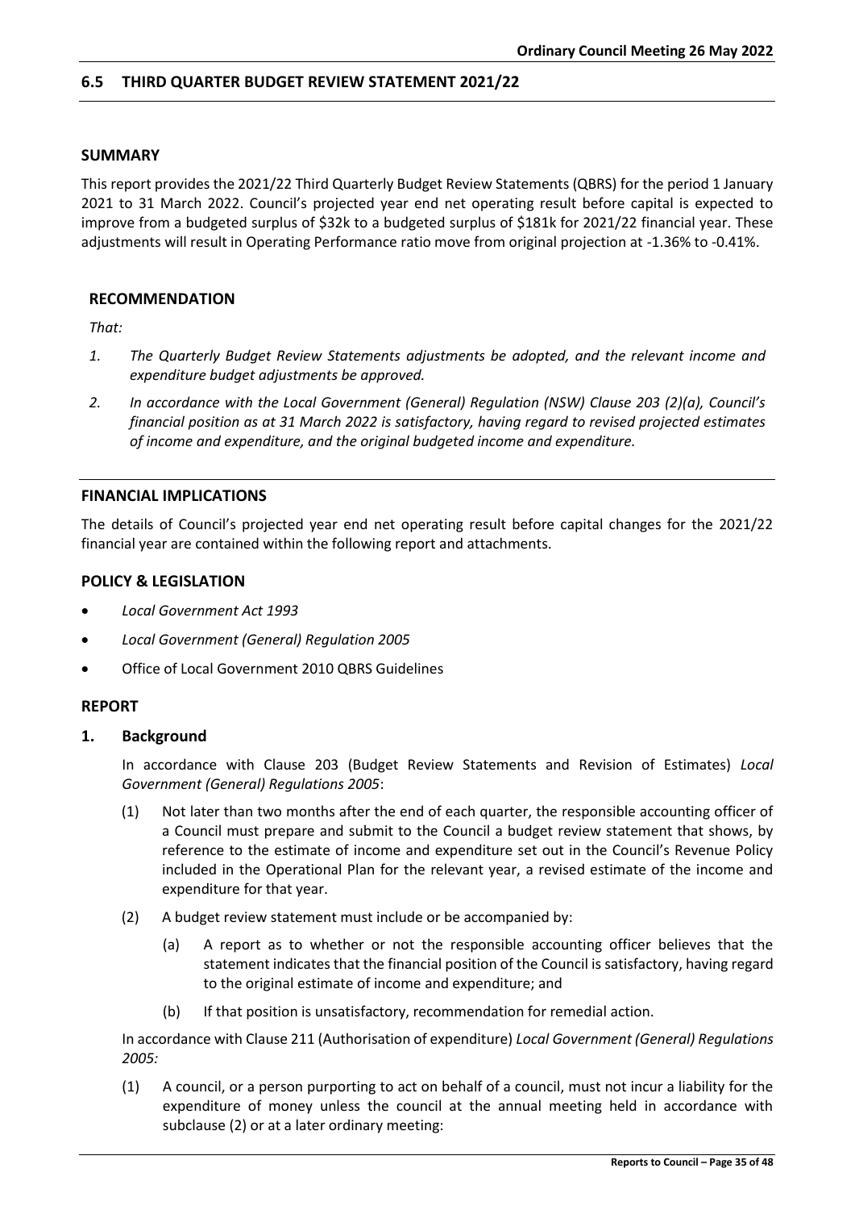## 6.5 THIRD QUARTER BUDGET REVIEW STATEMENT 2021/22

### SUMMARY

This report provides the 2021/22 Third Quarterly Budget Review Statements (QBRS) for the period 1 January 2021 to 31 March 2022. Council's projected year end net operating result before capital is expected to improve from a budgeted surplus of $32k to a budgeted surplus of $181k for 2021/22 financial year. These adjustments will result in Operating Performance ratio move from original projection at -1.36% to -0.41%.

### RECOMMENDATION

*That:*

1. *The Quarterly Budget Review Statements adjustments be adopted, and the relevant income and expenditure budget adjustments be approved.*
2. *In accordance with the Local Government (General) Regulation (NSW) Clause 203 (2)(a), Council's financial position as at 31 March 2022 is satisfactory, having regard to revised projected estimates of income and expenditure, and the original budgeted income and expenditure.*

### FINANCIAL IMPLICATIONS

The details of Council's projected year end net operating result before capital changes for the 2021/22 financial year are contained within the following report and attachments.

### POLICY & LEGISLATION

- *Local Government Act 1993*
- *Local Government (General) Regulation 2005*
- Office of Local Government 2010 QBRS Guidelines

### REPORT

#### 1. Background

In accordance with Clause 203 (Budget Review Statements and Revision of Estimates) *Local Government (General) Regulations 2005*:

(1) Not later than two months after the end of each quarter, the responsible accounting officer of a Council must prepare and submit to the Council a budget review statement that shows, by reference to the estimate of income and expenditure set out in the Council's Revenue Policy included in the Operational Plan for the relevant year, a revised estimate of the income and expenditure for that year.

(2) A budget review statement must include or be accompanied by:

  (a) A report as to whether or not the responsible accounting officer believes that the statement indicates that the financial position of the Council is satisfactory, having regard to the original estimate of income and expenditure; and

  (b) If that position is unsatisfactory, recommendation for remedial action.

In accordance with Clause 211 (Authorisation of expenditure) *Local Government (General) Regulations 2005:*

(1) A council, or a person purporting to act on behalf of a council, must not incur a liability for the expenditure of money unless the council at the annual meeting held in accordance with subclause (2) or at a later ordinary meeting: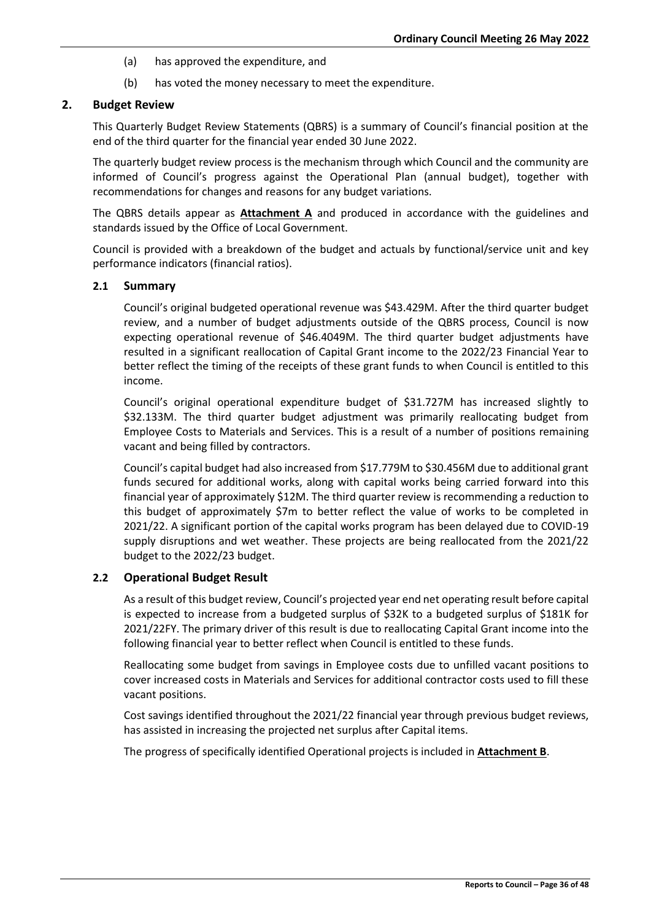(a) has approved the expenditure, and

(b) has voted the money necessary to meet the expenditure.

## 2. Budget Review

This Quarterly Budget Review Statements (QBRS) is a summary of Council's financial position at the end of the third quarter for the financial year ended 30 June 2022.

The quarterly budget review process is the mechanism through which Council and the community are informed of Council's progress against the Operational Plan (annual budget), together with recommendations for changes and reasons for any budget variations.

The QBRS details appear as **Attachment A** and produced in accordance with the guidelines and standards issued by the Office of Local Government.

Council is provided with a breakdown of the budget and actuals by functional/service unit and key performance indicators (financial ratios).

### 2.1 Summary

Council's original budgeted operational revenue was $43.429M. After the third quarter budget review, and a number of budget adjustments outside of the QBRS process, Council is now expecting operational revenue of $46.4049M. The third quarter budget adjustments have resulted in a significant reallocation of Capital Grant income to the 2022/23 Financial Year to better reflect the timing of the receipts of these grant funds to when Council is entitled to this income.

Council's original operational expenditure budget of $31.727M has increased slightly to $32.133M. The third quarter budget adjustment was primarily reallocating budget from Employee Costs to Materials and Services. This is a result of a number of positions remaining vacant and being filled by contractors.

Council's capital budget had also increased from $17.779M to $30.456M due to additional grant funds secured for additional works, along with capital works being carried forward into this financial year of approximately $12M. The third quarter review is recommending a reduction to this budget of approximately $7m to better reflect the value of works to be completed in 2021/22. A significant portion of the capital works program has been delayed due to COVID-19 supply disruptions and wet weather. These projects are being reallocated from the 2021/22 budget to the 2022/23 budget.

### 2.2 Operational Budget Result

As a result of this budget review, Council's projected year end net operating result before capital is expected to increase from a budgeted surplus of $32K to a budgeted surplus of $181K for 2021/22FY. The primary driver of this result is due to reallocating Capital Grant income into the following financial year to better reflect when Council is entitled to these funds.

Reallocating some budget from savings in Employee costs due to unfilled vacant positions to cover increased costs in Materials and Services for additional contractor costs used to fill these vacant positions.

Cost savings identified throughout the 2021/22 financial year through previous budget reviews, has assisted in increasing the projected net surplus after Capital items.

The progress of specifically identified Operational projects is included in **Attachment B**.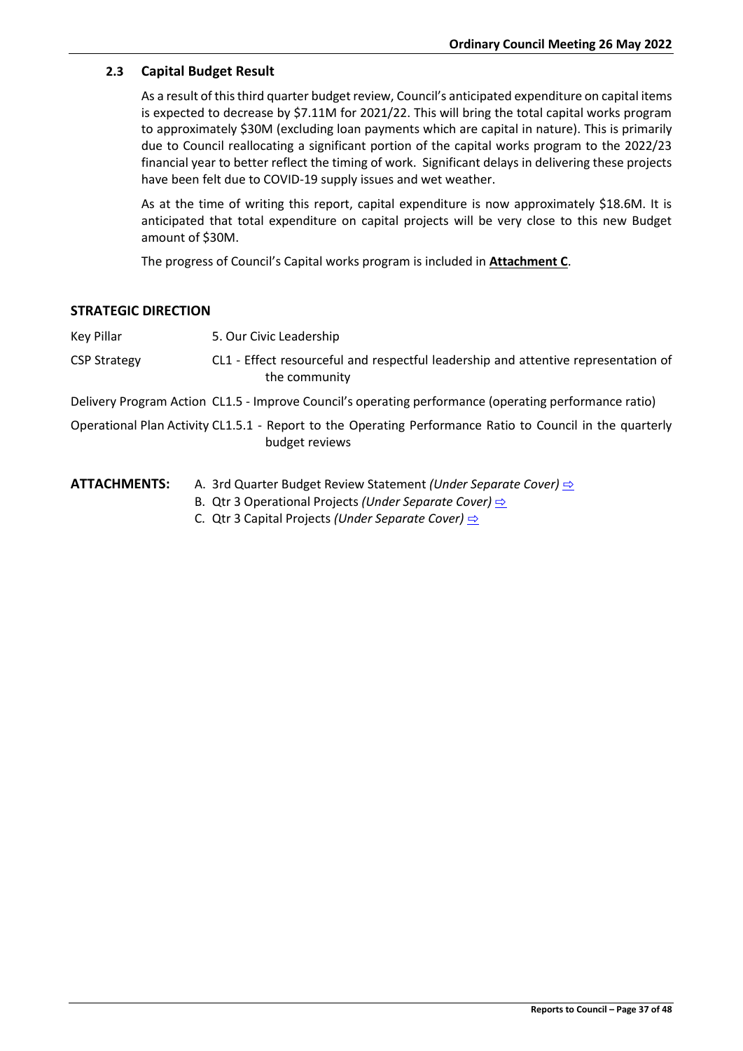### 2.3 Capital Budget Result

As a result of this third quarter budget review, Council's anticipated expenditure on capital items is expected to decrease by $7.11M for 2021/22. This will bring the total capital works program to approximately $30M (excluding loan payments which are capital in nature). This is primarily due to Council reallocating a significant portion of the capital works program to the 2022/23 financial year to better reflect the timing of work. Significant delays in delivering these projects have been felt due to COVID-19 supply issues and wet weather.

As at the time of writing this report, capital expenditure is now approximately $18.6M. It is anticipated that total expenditure on capital projects will be very close to this new Budget amount of $30M.

The progress of Council's Capital works program is included in **Attachment C**.

## STRATEGIC DIRECTION

Key Pillar 5. Our Civic Leadership

CSP Strategy CL1 - Effect resourceful and respectful leadership and attentive representation of the community

Delivery Program Action CL1.5 - Improve Council's operating performance (operating performance ratio)

Operational Plan Activity CL1.5.1 - Report to the Operating Performance Ratio to Council in the quarterly budget reviews

**ATTACHMENTS:**

A. 3rd Quarter Budget Review Statement *(Under Separate Cover)* ⇨
B. Qtr 3 Operational Projects *(Under Separate Cover)* ⇨
C. Qtr 3 Capital Projects *(Under Separate Cover)* ⇨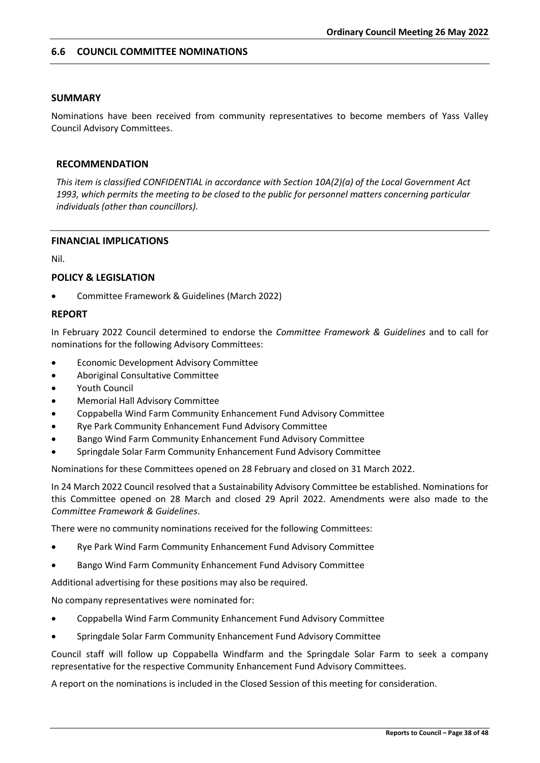## 6.6 COUNCIL COMMITTEE NOMINATIONS

### SUMMARY

Nominations have been received from community representatives to become members of Yass Valley Council Advisory Committees.

### RECOMMENDATION

*This item is classified CONFIDENTIAL in accordance with Section 10A(2)(a) of the Local Government Act 1993, which permits the meeting to be closed to the public for personnel matters concerning particular individuals (other than councillors).*

### FINANCIAL IMPLICATIONS

Nil.

### POLICY & LEGISLATION

- Committee Framework & Guidelines (March 2022)

### REPORT

In February 2022 Council determined to endorse the *Committee Framework & Guidelines* and to call for nominations for the following Advisory Committees:

- Economic Development Advisory Committee
- Aboriginal Consultative Committee
- Youth Council
- Memorial Hall Advisory Committee
- Coppabella Wind Farm Community Enhancement Fund Advisory Committee
- Rye Park Community Enhancement Fund Advisory Committee
- Bango Wind Farm Community Enhancement Fund Advisory Committee
- Springdale Solar Farm Community Enhancement Fund Advisory Committee

Nominations for these Committees opened on 28 February and closed on 31 March 2022.

In 24 March 2022 Council resolved that a Sustainability Advisory Committee be established. Nominations for this Committee opened on 28 March and closed 29 April 2022. Amendments were also made to the *Committee Framework & Guidelines*.

There were no community nominations received for the following Committees:

- Rye Park Wind Farm Community Enhancement Fund Advisory Committee
- Bango Wind Farm Community Enhancement Fund Advisory Committee

Additional advertising for these positions may also be required.

No company representatives were nominated for:

- Coppabella Wind Farm Community Enhancement Fund Advisory Committee
- Springdale Solar Farm Community Enhancement Fund Advisory Committee

Council staff will follow up Coppabella Windfarm and the Springdale Solar Farm to seek a company representative for the respective Community Enhancement Fund Advisory Committees.

A report on the nominations is included in the Closed Session of this meeting for consideration.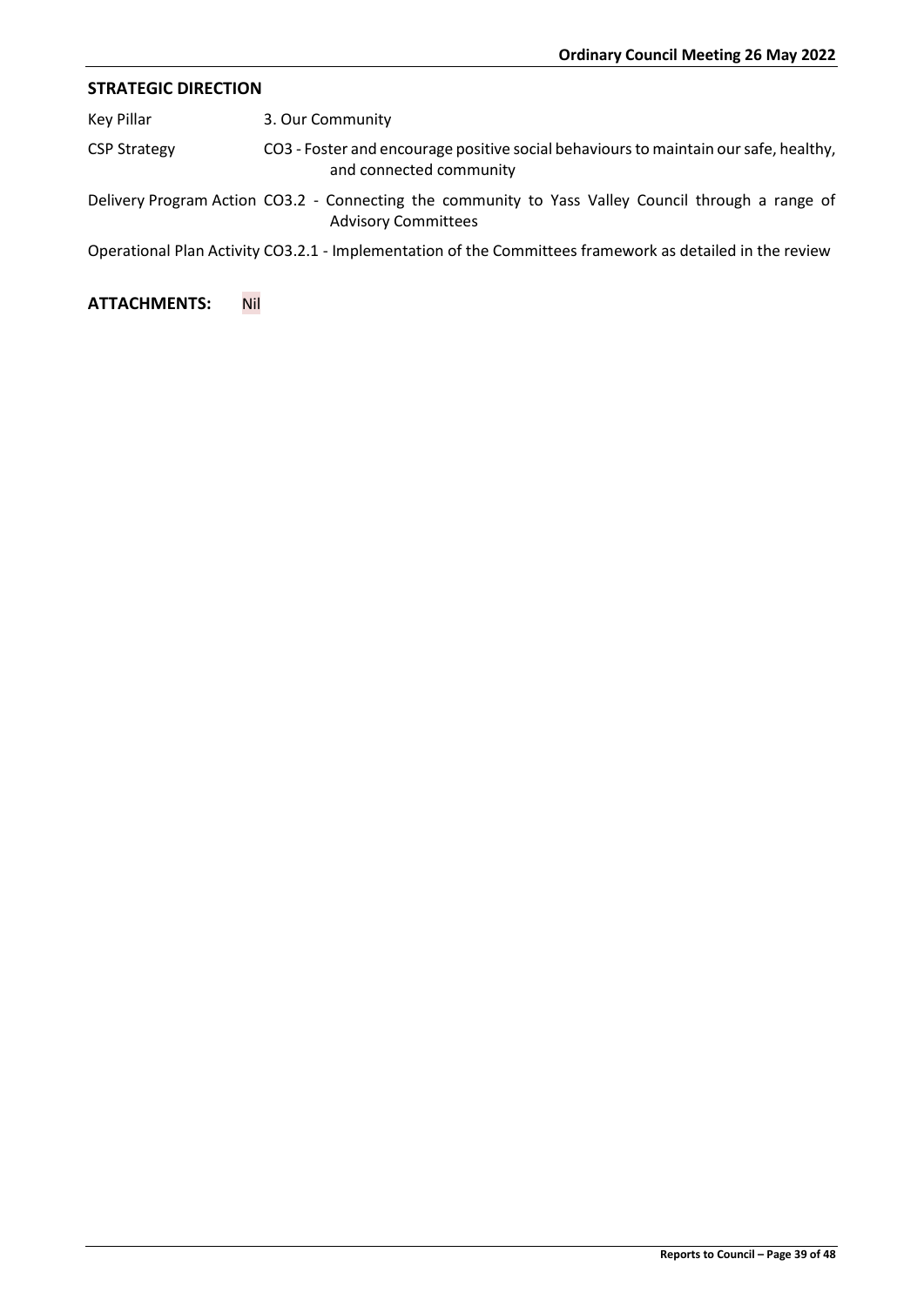## STRATEGIC DIRECTION

Key Pillar 3. Our Community

CSP Strategy CO3 - Foster and encourage positive social behaviours to maintain our safe, healthy, and connected community

Delivery Program Action CO3.2 - Connecting the community to Yass Valley Council through a range of Advisory Committees

Operational Plan Activity CO3.2.1 - Implementation of the Committees framework as detailed in the review

**ATTACHMENTS:** Nil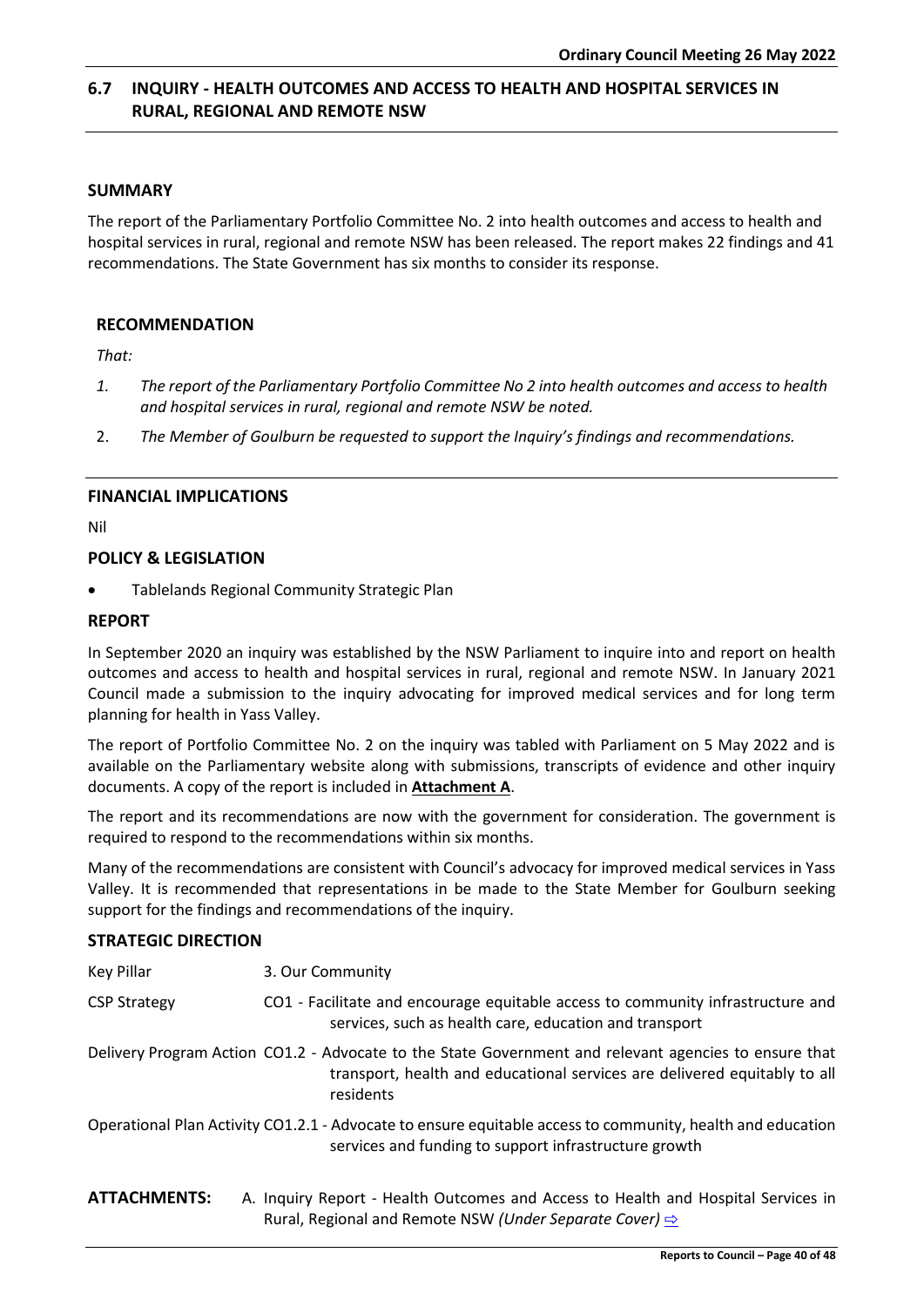## 6.7 INQUIRY - HEALTH OUTCOMES AND ACCESS TO HEALTH AND HOSPITAL SERVICES IN RURAL, REGIONAL AND REMOTE NSW

### SUMMARY

The report of the Parliamentary Portfolio Committee No. 2 into health outcomes and access to health and hospital services in rural, regional and remote NSW has been released. The report makes 22 findings and 41 recommendations. The State Government has six months to consider its response.

### RECOMMENDATION

*That:*

1. *The report of the Parliamentary Portfolio Committee No 2 into health outcomes and access to health and hospital services in rural, regional and remote NSW be noted.*
2. *The Member of Goulburn be requested to support the Inquiry's findings and recommendations.*

### FINANCIAL IMPLICATIONS

Nil

### POLICY & LEGISLATION

- Tablelands Regional Community Strategic Plan

### REPORT

In September 2020 an inquiry was established by the NSW Parliament to inquire into and report on health outcomes and access to health and hospital services in rural, regional and remote NSW. In January 2021 Council made a submission to the inquiry advocating for improved medical services and for long term planning for health in Yass Valley.

The report of Portfolio Committee No. 2 on the inquiry was tabled with Parliament on 5 May 2022 and is available on the Parliamentary website along with submissions, transcripts of evidence and other inquiry documents. A copy of the report is included in **Attachment A**.

The report and its recommendations are now with the government for consideration. The government is required to respond to the recommendations within six months.

Many of the recommendations are consistent with Council's advocacy for improved medical services in Yass Valley. It is recommended that representations in be made to the State Member for Goulburn seeking support for the findings and recommendations of the inquiry.

### STRATEGIC DIRECTION

| | |
|---|---|
| Key Pillar | 3. Our Community |
| CSP Strategy | CO1 - Facilitate and encourage equitable access to community infrastructure and services, such as health care, education and transport |
| Delivery Program Action | CO1.2 - Advocate to the State Government and relevant agencies to ensure that transport, health and educational services are delivered equitably to all residents |
| Operational Plan Activity | CO1.2.1 - Advocate to ensure equitable access to community, health and education services and funding to support infrastructure growth |

**ATTACHMENTS:** A. Inquiry Report - Health Outcomes and Access to Health and Hospital Services in Rural, Regional and Remote NSW *(Under Separate Cover)* ⇨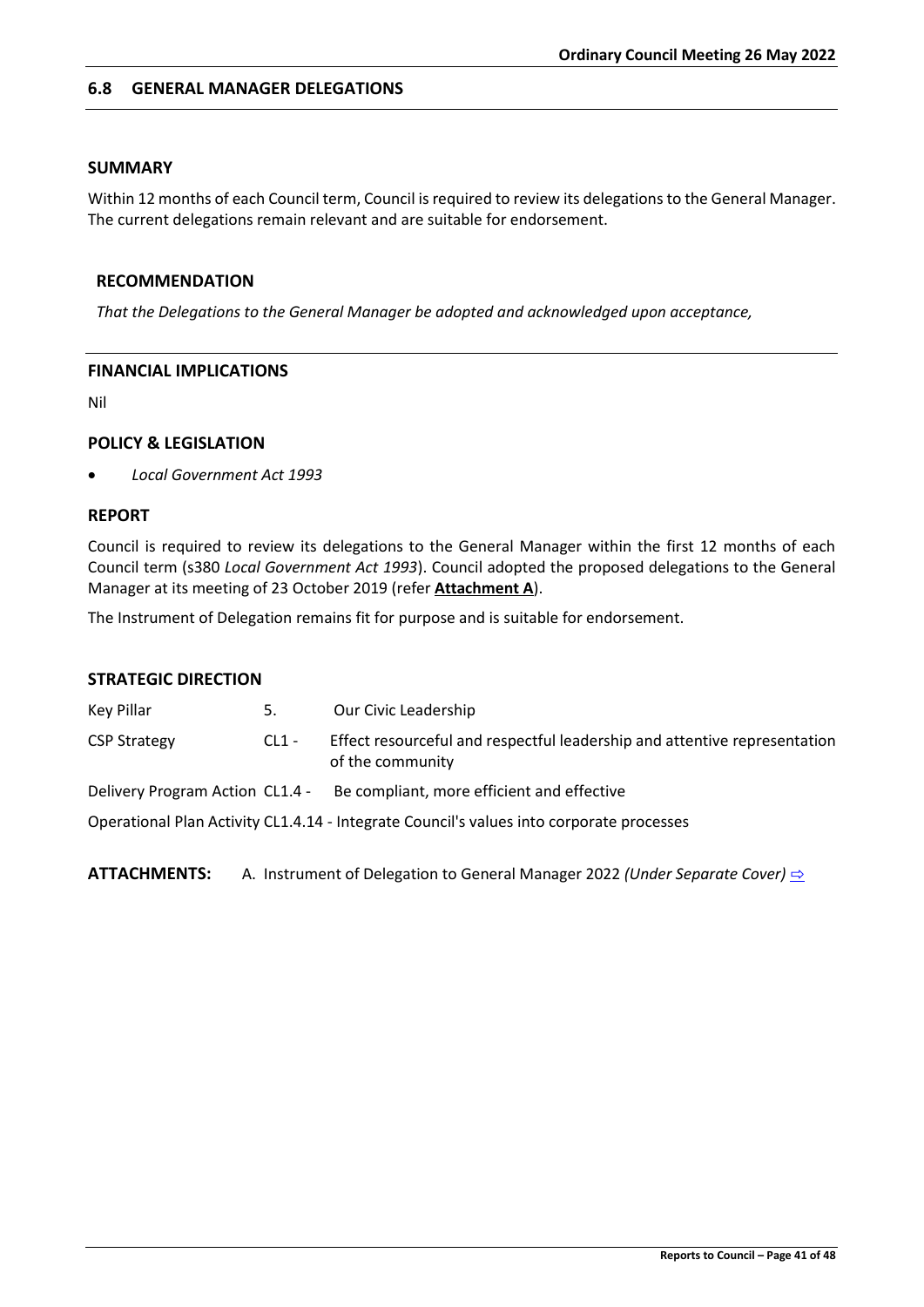## 6.8 GENERAL MANAGER DELEGATIONS

### SUMMARY

Within 12 months of each Council term, Council is required to review its delegations to the General Manager. The current delegations remain relevant and are suitable for endorsement.

### RECOMMENDATION

*That the Delegations to the General Manager be adopted and acknowledged upon acceptance,*

### FINANCIAL IMPLICATIONS

Nil

### POLICY & LEGISLATION

- *Local Government Act 1993*

### REPORT

Council is required to review its delegations to the General Manager within the first 12 months of each Council term (s380 *Local Government Act 1993*). Council adopted the proposed delegations to the General Manager at its meeting of 23 October 2019 (refer **Attachment A**).

The Instrument of Delegation remains fit for purpose and is suitable for endorsement.

### STRATEGIC DIRECTION

| | | |
|---|---|---|
| Key Pillar | 5. | Our Civic Leadership |
| CSP Strategy | CL1 - | Effect resourceful and respectful leadership and attentive representation of the community |
| Delivery Program Action | CL1.4 - | Be compliant, more efficient and effective |

Operational Plan Activity CL1.4.14 - Integrate Council's values into corporate processes

**ATTACHMENTS:** A. Instrument of Delegation to General Manager 2022 *(Under Separate Cover)* ⇨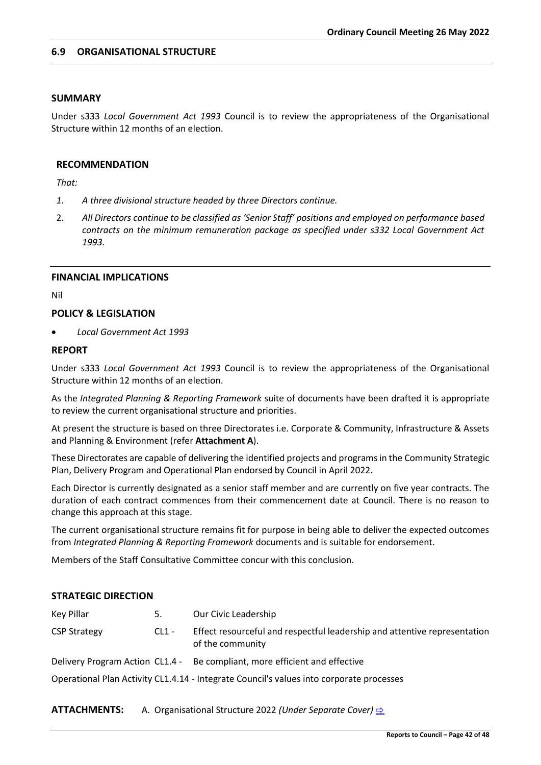## 6.9 ORGANISATIONAL STRUCTURE

### SUMMARY

Under s333 *Local Government Act 1993* Council is to review the appropriateness of the Organisational Structure within 12 months of an election.

### RECOMMENDATION

*That:*

1. *A three divisional structure headed by three Directors continue.*
2. *All Directors continue to be classified as 'Senior Staff' positions and employed on performance based contracts on the minimum remuneration package as specified under s332 Local Government Act 1993.*

### FINANCIAL IMPLICATIONS

Nil

### POLICY & LEGISLATION

- *Local Government Act 1993*

### REPORT

Under s333 *Local Government Act 1993* Council is to review the appropriateness of the Organisational Structure within 12 months of an election.

As the *Integrated Planning & Reporting Framework* suite of documents have been drafted it is appropriate to review the current organisational structure and priorities.

At present the structure is based on three Directorates i.e. Corporate & Community, Infrastructure & Assets and Planning & Environment (refer **Attachment A**).

These Directorates are capable of delivering the identified projects and programs in the Community Strategic Plan, Delivery Program and Operational Plan endorsed by Council in April 2022.

Each Director is currently designated as a senior staff member and are currently on five year contracts. The duration of each contract commences from their commencement date at Council. There is no reason to change this approach at this stage.

The current organisational structure remains fit for purpose in being able to deliver the expected outcomes from *Integrated Planning & Reporting Framework* documents and is suitable for endorsement.

Members of the Staff Consultative Committee concur with this conclusion.

### STRATEGIC DIRECTION

| | | |
|---|---|---|
| Key Pillar | 5. | Our Civic Leadership |
| CSP Strategy | CL1 - | Effect resourceful and respectful leadership and attentive representation of the community |
| Delivery Program Action | CL1.4 - | Be compliant, more efficient and effective |

Operational Plan Activity CL1.4.14 - Integrate Council's values into corporate processes

**ATTACHMENTS:** A. Organisational Structure 2022 *(Under Separate Cover)* ⇨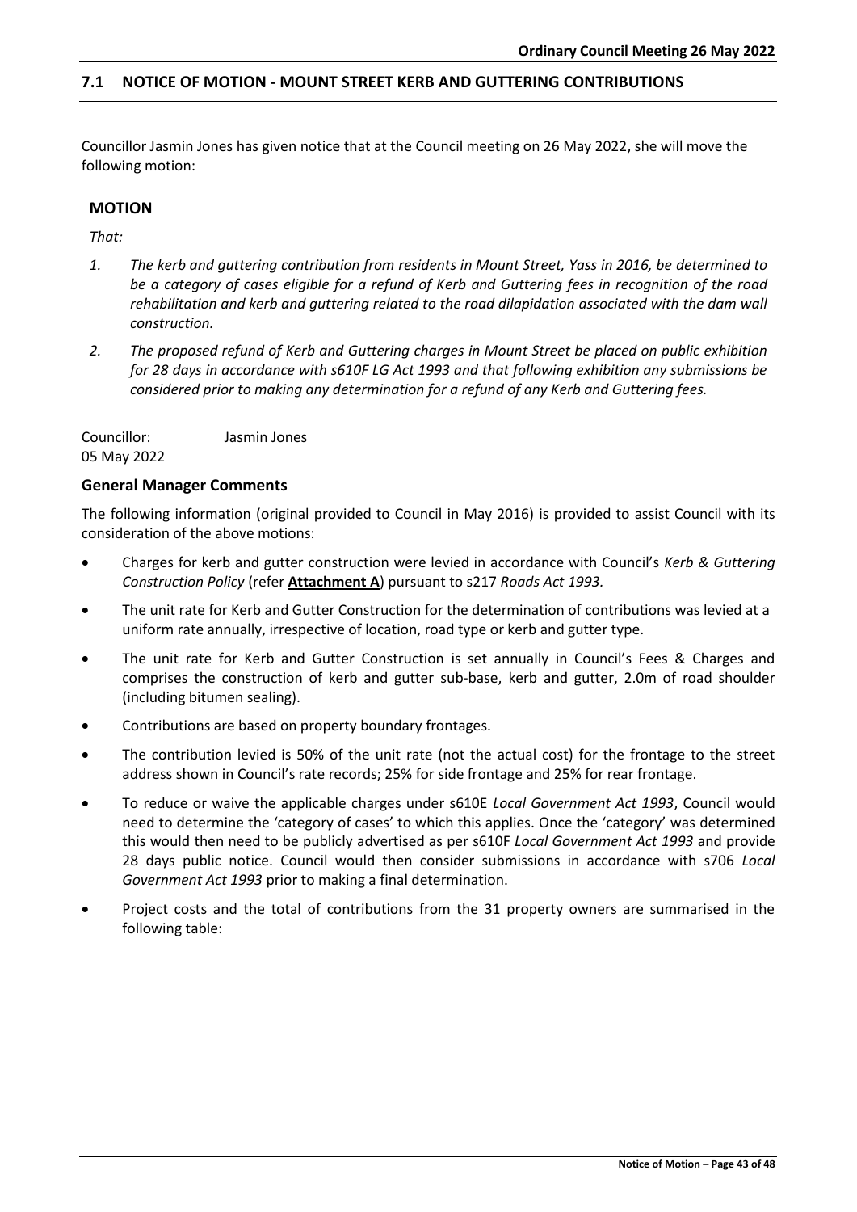## 7.1 NOTICE OF MOTION - MOUNT STREET KERB AND GUTTERING CONTRIBUTIONS

Councillor Jasmin Jones has given notice that at the Council meeting on 26 May 2022, she will move the following motion:

### MOTION

*That:*

1. *The kerb and guttering contribution from residents in Mount Street, Yass in 2016, be determined to be a category of cases eligible for a refund of Kerb and Guttering fees in recognition of the road rehabilitation and kerb and guttering related to the road dilapidation associated with the dam wall construction.*
2. *The proposed refund of Kerb and Guttering charges in Mount Street be placed on public exhibition for 28 days in accordance with s610F LG Act 1993 and that following exhibition any submissions be considered prior to making any determination for a refund of any Kerb and Guttering fees.*

Councillor: Jasmin Jones
05 May 2022

### General Manager Comments

The following information (original provided to Council in May 2016) is provided to assist Council with its consideration of the above motions:

- Charges for kerb and gutter construction were levied in accordance with Council's *Kerb & Guttering Construction Policy* (refer **Attachment A**) pursuant to s217 *Roads Act 1993.*
- The unit rate for Kerb and Gutter Construction for the determination of contributions was levied at a uniform rate annually, irrespective of location, road type or kerb and gutter type.
- The unit rate for Kerb and Gutter Construction is set annually in Council's Fees & Charges and comprises the construction of kerb and gutter sub-base, kerb and gutter, 2.0m of road shoulder (including bitumen sealing).
- Contributions are based on property boundary frontages.
- The contribution levied is 50% of the unit rate (not the actual cost) for the frontage to the street address shown in Council's rate records; 25% for side frontage and 25% for rear frontage.
- To reduce or waive the applicable charges under s610E *Local Government Act 1993*, Council would need to determine the 'category of cases' to which this applies. Once the 'category' was determined this would then need to be publicly advertised as per s610F *Local Government Act 1993* and provide 28 days public notice. Council would then consider submissions in accordance with s706 *Local Government Act 1993* prior to making a final determination.
- Project costs and the total of contributions from the 31 property owners are summarised in the following table: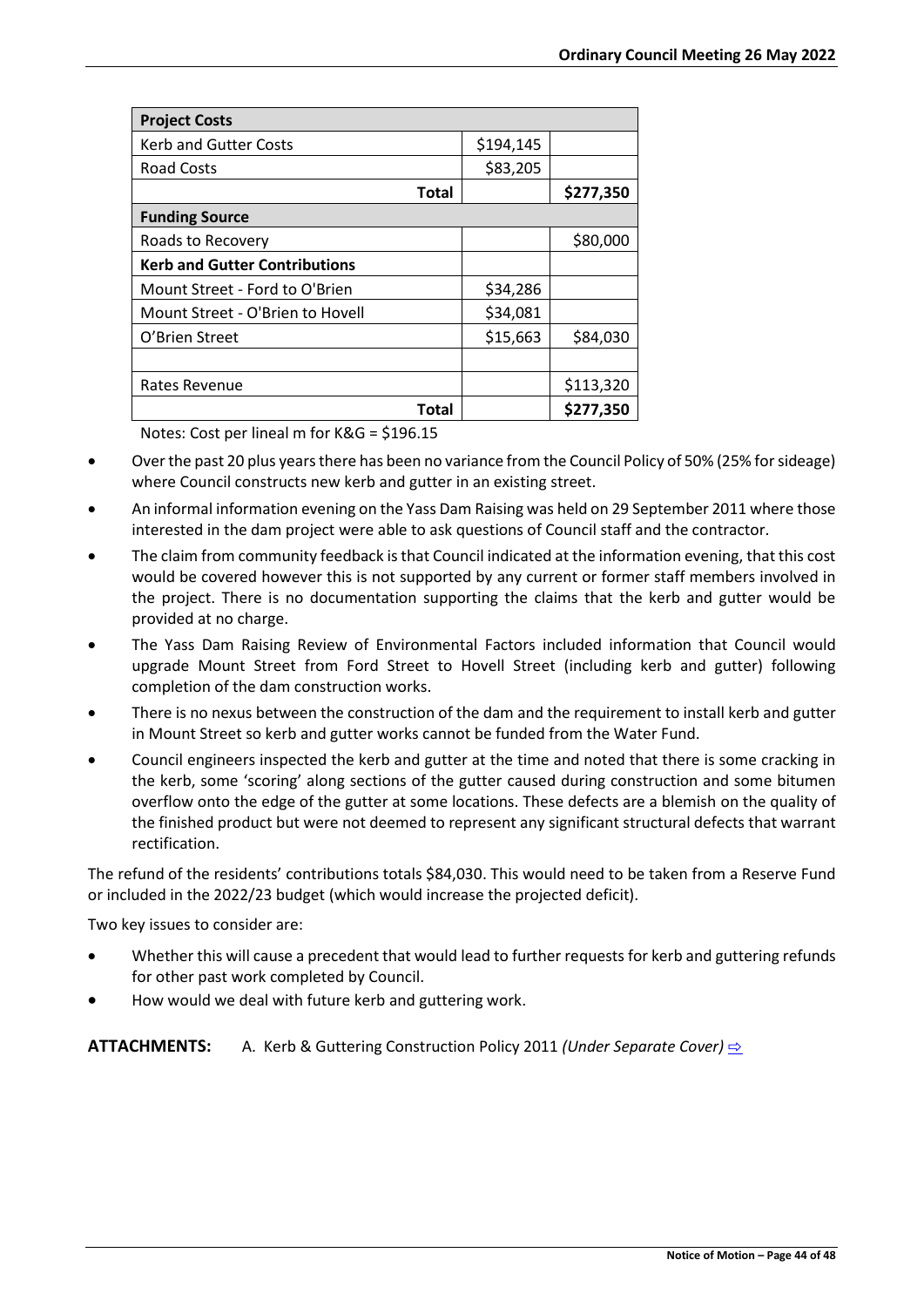| Project Costs | | |
|---|---|---|
| Kerb and Gutter Costs | \$194,145 | |
| Road Costs | \$83,205 | |
| **Total** | | **\$277,350** |
| **Funding Source** | | |
| Roads to Recovery | | \$80,000 |
| **Kerb and Gutter Contributions** | | |
| Mount Street - Ford to O'Brien | \$34,286 | |
| Mount Street - O'Brien to Hovell | \$34,081 | |
| O'Brien Street | \$15,663 | \$84,030 |
| | | |
| Rates Revenue | | \$113,320 |
| **Total** | | **\$277,350** |

Notes: Cost per lineal m for K&G = \$196.15

- Over the past 20 plus years there has been no variance from the Council Policy of 50% (25% for sideage) where Council constructs new kerb and gutter in an existing street.
- An informal information evening on the Yass Dam Raising was held on 29 September 2011 where those interested in the dam project were able to ask questions of Council staff and the contractor.
- The claim from community feedback is that Council indicated at the information evening, that this cost would be covered however this is not supported by any current or former staff members involved in the project. There is no documentation supporting the claims that the kerb and gutter would be provided at no charge.
- The Yass Dam Raising Review of Environmental Factors included information that Council would upgrade Mount Street from Ford Street to Hovell Street (including kerb and gutter) following completion of the dam construction works.
- There is no nexus between the construction of the dam and the requirement to install kerb and gutter in Mount Street so kerb and gutter works cannot be funded from the Water Fund.
- Council engineers inspected the kerb and gutter at the time and noted that there is some cracking in the kerb, some 'scoring' along sections of the gutter caused during construction and some bitumen overflow onto the edge of the gutter at some locations. These defects are a blemish on the quality of the finished product but were not deemed to represent any significant structural defects that warrant rectification.

The refund of the residents' contributions totals \$84,030. This would need to be taken from a Reserve Fund or included in the 2022/23 budget (which would increase the projected deficit).

Two key issues to consider are:

- Whether this will cause a precedent that would lead to further requests for kerb and guttering refunds for other past work completed by Council.
- How would we deal with future kerb and guttering work.

**ATTACHMENTS:** A. Kerb & Guttering Construction Policy 2011 *(Under Separate Cover)* ⇨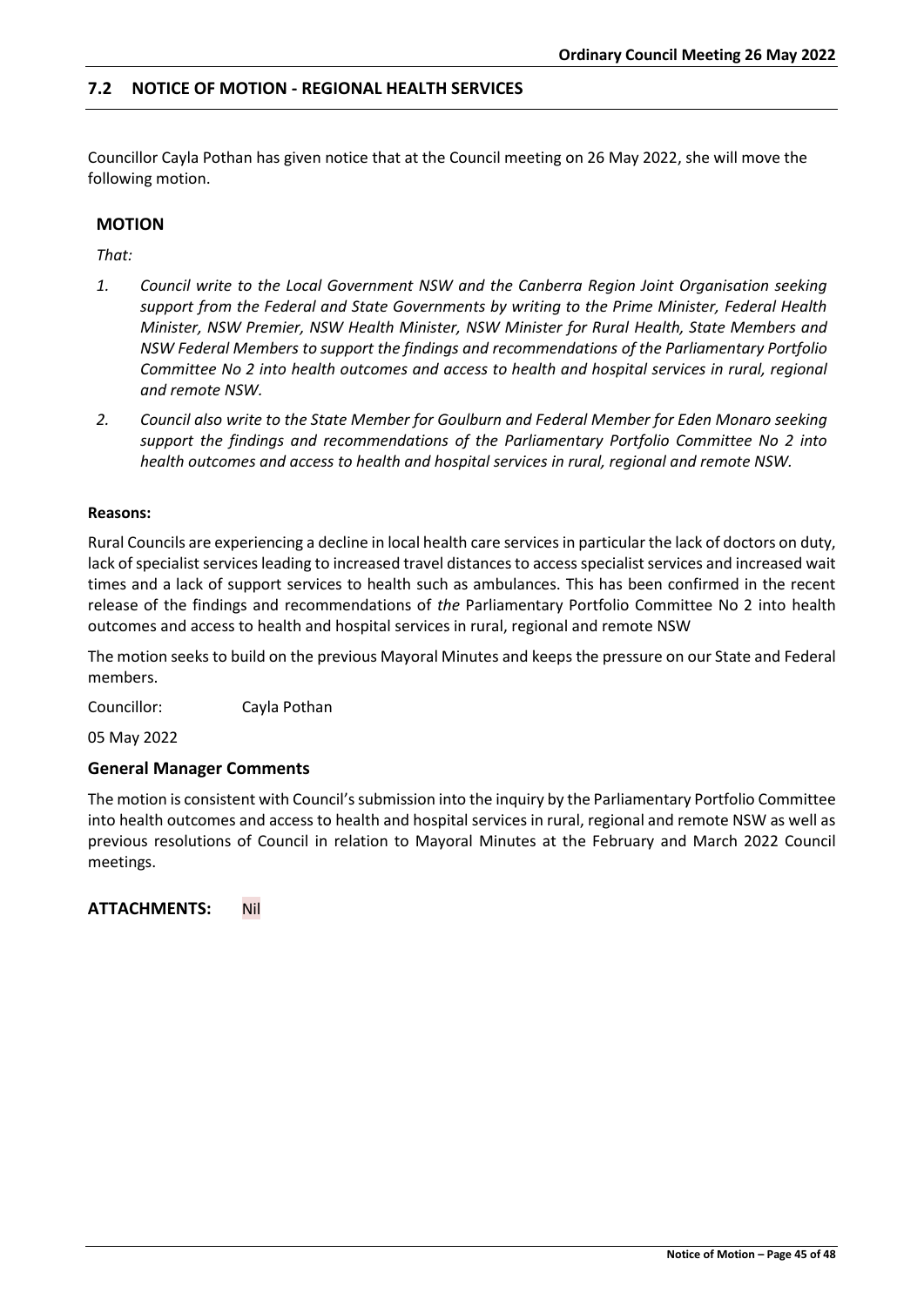## 7.2 NOTICE OF MOTION - REGIONAL HEALTH SERVICES

Councillor Cayla Pothan has given notice that at the Council meeting on 26 May 2022, she will move the following motion.

### MOTION

*That:*

1. *Council write to the Local Government NSW and the Canberra Region Joint Organisation seeking support from the Federal and State Governments by writing to the Prime Minister, Federal Health Minister, NSW Premier, NSW Health Minister, NSW Minister for Rural Health, State Members and NSW Federal Members to support the findings and recommendations of the Parliamentary Portfolio Committee No 2 into health outcomes and access to health and hospital services in rural, regional and remote NSW.*
2. *Council also write to the State Member for Goulburn and Federal Member for Eden Monaro seeking support the findings and recommendations of the Parliamentary Portfolio Committee No 2 into health outcomes and access to health and hospital services in rural, regional and remote NSW.*

**Reasons:**

Rural Councils are experiencing a decline in local health care services in particular the lack of doctors on duty, lack of specialist services leading to increased travel distances to access specialist services and increased wait times and a lack of support services to health such as ambulances. This has been confirmed in the recent release of the findings and recommendations of *the* Parliamentary Portfolio Committee No 2 into health outcomes and access to health and hospital services in rural, regional and remote NSW

The motion seeks to build on the previous Mayoral Minutes and keeps the pressure on our State and Federal members.

Councillor: Cayla Pothan

05 May 2022

### General Manager Comments

The motion is consistent with Council's submission into the inquiry by the Parliamentary Portfolio Committee into health outcomes and access to health and hospital services in rural, regional and remote NSW as well as previous resolutions of Council in relation to Mayoral Minutes at the February and March 2022 Council meetings.

**ATTACHMENTS:** Nil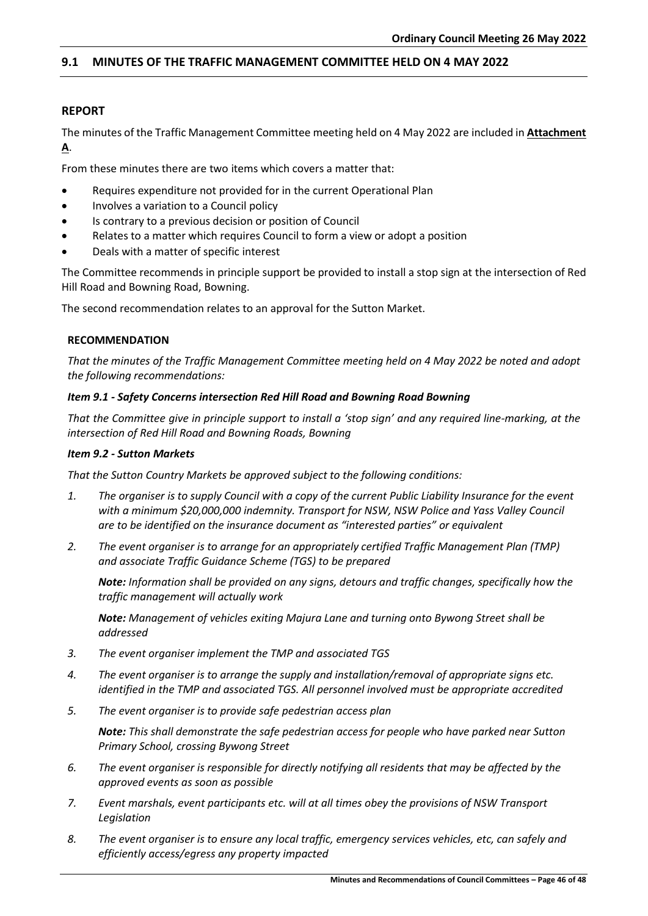## 9.1 MINUTES OF THE TRAFFIC MANAGEMENT COMMITTEE HELD ON 4 MAY 2022

### REPORT

The minutes of the Traffic Management Committee meeting held on 4 May 2022 are included in **Attachment A**.

From these minutes there are two items which covers a matter that:

- Requires expenditure not provided for in the current Operational Plan
- Involves a variation to a Council policy
- Is contrary to a previous decision or position of Council
- Relates to a matter which requires Council to form a view or adopt a position
- Deals with a matter of specific interest

The Committee recommends in principle support be provided to install a stop sign at the intersection of Red Hill Road and Bowning Road, Bowning.

The second recommendation relates to an approval for the Sutton Market.

**RECOMMENDATION**

*That the minutes of the Traffic Management Committee meeting held on 4 May 2022 be noted and adopt the following recommendations:*

***Item 9.1 - Safety Concerns intersection Red Hill Road and Bowning Road Bowning***

*That the Committee give in principle support to install a 'stop sign' and any required line-marking, at the intersection of Red Hill Road and Bowning Roads, Bowning*

***Item 9.2 - Sutton Markets***

*That the Sutton Country Markets be approved subject to the following conditions:*

1. *The organiser is to supply Council with a copy of the current Public Liability Insurance for the event with a minimum $20,000,000 indemnity. Transport for NSW, NSW Police and Yass Valley Council are to be identified on the insurance document as "interested parties" or equivalent*
2. *The event organiser is to arrange for an appropriately certified Traffic Management Plan (TMP) and associate Traffic Guidance Scheme (TGS) to be prepared*

   ***Note:*** *Information shall be provided on any signs, detours and traffic changes, specifically how the traffic management will actually work*

   ***Note:*** *Management of vehicles exiting Majura Lane and turning onto Bywong Street shall be addressed*
3. *The event organiser implement the TMP and associated TGS*
4. *The event organiser is to arrange the supply and installation/removal of appropriate signs etc. identified in the TMP and associated TGS. All personnel involved must be appropriate accredited*
5. *The event organiser is to provide safe pedestrian access plan*

   ***Note:*** *This shall demonstrate the safe pedestrian access for people who have parked near Sutton Primary School, crossing Bywong Street*
6. *The event organiser is responsible for directly notifying all residents that may be affected by the approved events as soon as possible*
7. *Event marshals, event participants etc. will at all times obey the provisions of NSW Transport Legislation*
8. *The event organiser is to ensure any local traffic, emergency services vehicles, etc, can safely and efficiently access/egress any property impacted*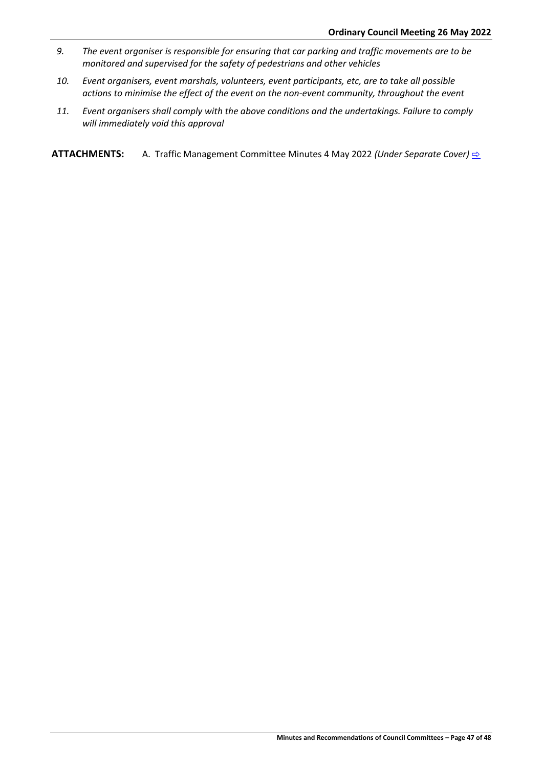9. *The event organiser is responsible for ensuring that car parking and traffic movements are to be monitored and supervised for the safety of pedestrians and other vehicles*
10. *Event organisers, event marshals, volunteers, event participants, etc, are to take all possible actions to minimise the effect of the event on the non-event community, throughout the event*
11. *Event organisers shall comply with the above conditions and the undertakings. Failure to comply will immediately void this approval*

**ATTACHMENTS:** A. Traffic Management Committee Minutes 4 May 2022 *(Under Separate Cover)* ⇨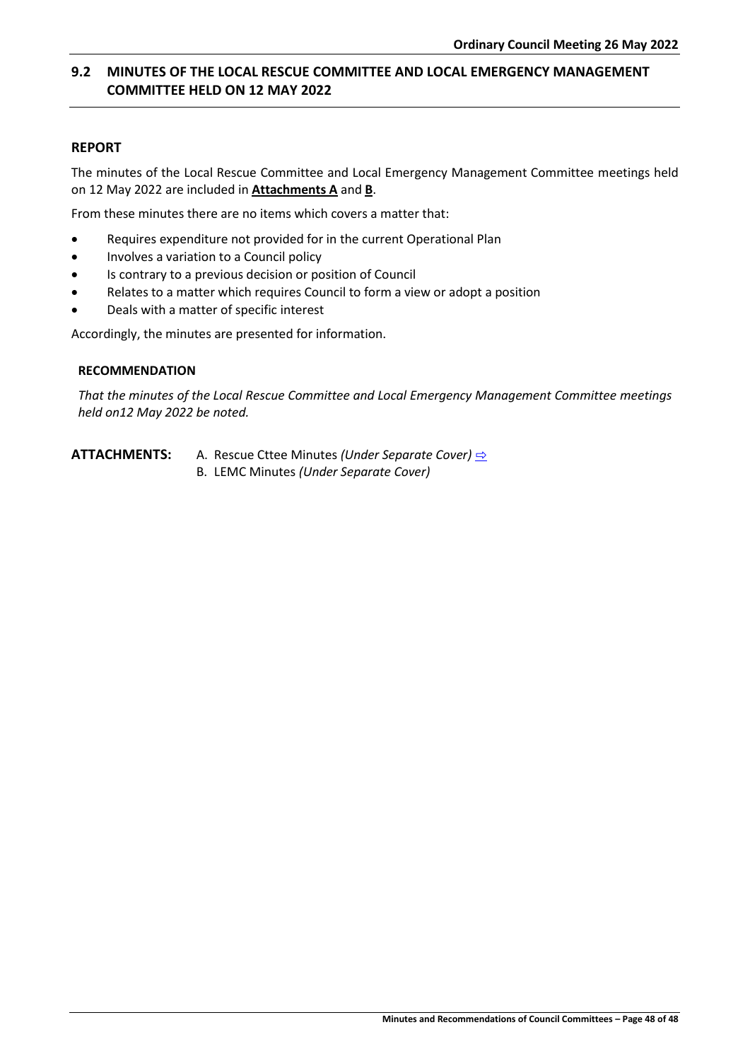## 9.2 MINUTES OF THE LOCAL RESCUE COMMITTEE AND LOCAL EMERGENCY MANAGEMENT COMMITTEE HELD ON 12 MAY 2022

### REPORT

The minutes of the Local Rescue Committee and Local Emergency Management Committee meetings held on 12 May 2022 are included in **Attachments A** and **B**.

From these minutes there are no items which covers a matter that:

- Requires expenditure not provided for in the current Operational Plan
- Involves a variation to a Council policy
- Is contrary to a previous decision or position of Council
- Relates to a matter which requires Council to form a view or adopt a position
- Deals with a matter of specific interest

Accordingly, the minutes are presented for information.

#### RECOMMENDATION

*That the minutes of the Local Rescue Committee and Local Emergency Management Committee meetings held on12 May 2022 be noted.*

**ATTACHMENTS:**
A. Rescue Cttee Minutes *(Under Separate Cover)* ⇨
B. LEMC Minutes *(Under Separate Cover)*